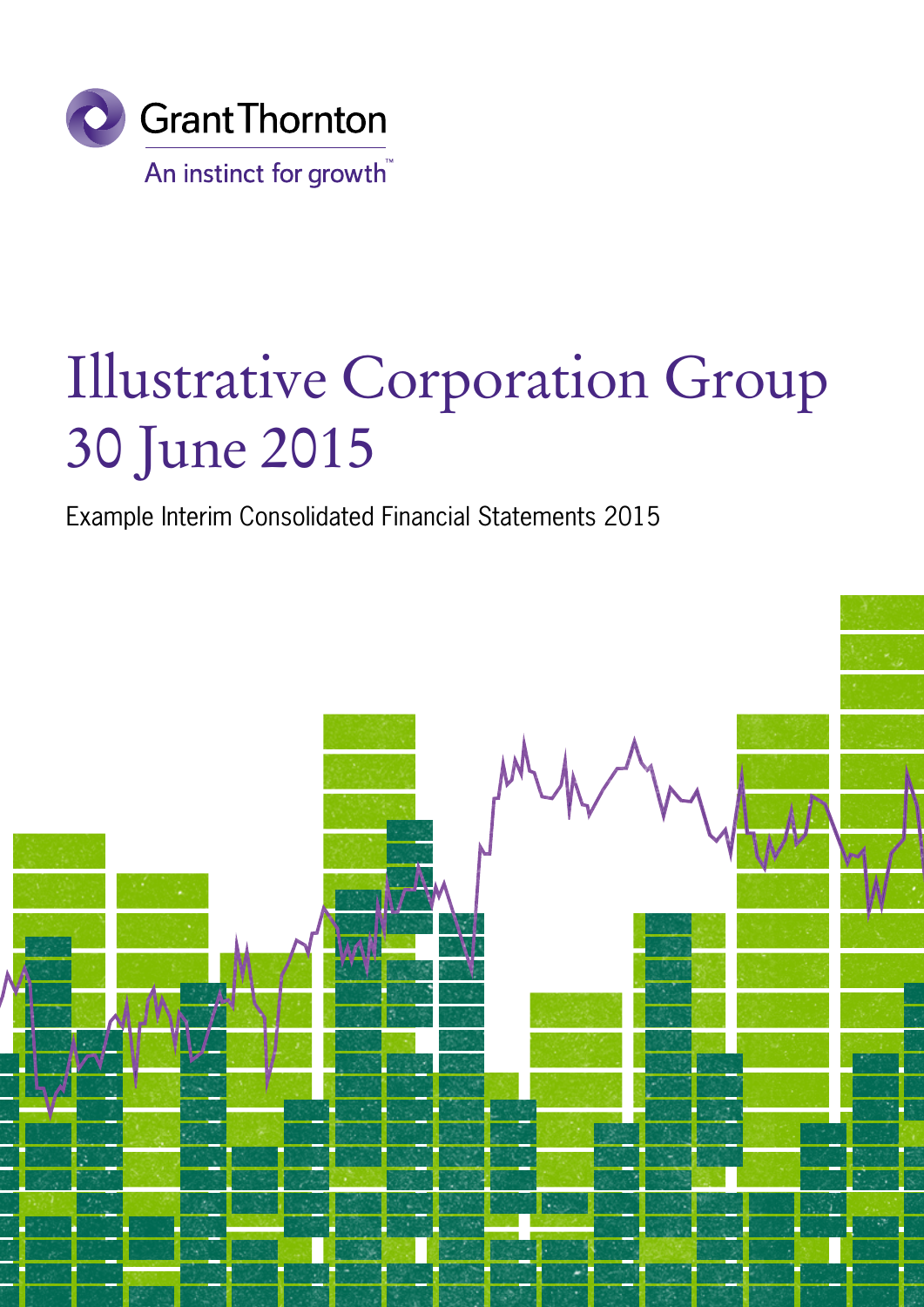Grant Thornton

An instinct for growth™

# Illustrative Corporation Group 30 June 2015

Example Interim Consolidated Financial Statements 2015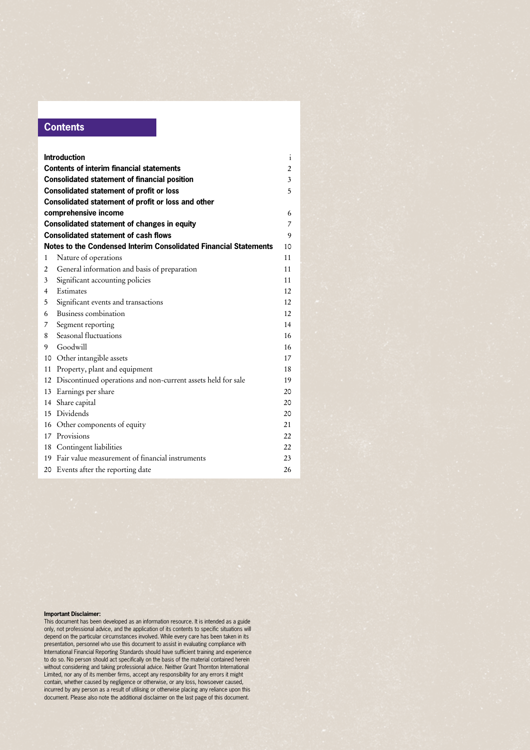## Contents

| | | |
|---|---|---|
| **Introduction** | | i |
| **Contents of interim financial statements** | | 2 |
| **Consolidated statement of financial position** | | 3 |
| **Consolidated statement of profit or loss** | | 5 |
| **Consolidated statement of profit or loss and other comprehensive income** | | 6 |
| **Consolidated statement of changes in equity** | | 7 |
| **Consolidated statement of cash flows** | | 9 |
| **Notes to the Condensed Interim Consolidated Financial Statements** | | 10 |
| 1 | Nature of operations | 11 |
| 2 | General information and basis of preparation | 11 |
| 3 | Significant accounting policies | 11 |
| 4 | Estimates | 12 |
| 5 | Significant events and transactions | 12 |
| 6 | Business combination | 12 |
| 7 | Segment reporting | 14 |
| 8 | Seasonal fluctuations | 16 |
| 9 | Goodwill | 16 |
| 10 | Other intangible assets | 17 |
| 11 | Property, plant and equipment | 18 |
| 12 | Discontinued operations and non-current assets held for sale | 19 |
| 13 | Earnings per share | 20 |
| 14 | Share capital | 20 |
| 15 | Dividends | 20 |
| 16 | Other components of equity | 21 |
| 17 | Provisions | 22 |
| 18 | Contingent liabilities | 22 |
| 19 | Fair value measurement of financial instruments | 23 |
| 20 | Events after the reporting date | 26 |

**Important Disclaimer:**
This document has been developed as an information resource. It is intended as a guide only, not professional advice, and the application of its contents to specific situations will depend on the particular circumstances involved. While every care has been taken in its presentation, personnel who use this document to assist in evaluating compliance with International Financial Reporting Standards should have sufficient training and experience to do so. No person should act specifically on the basis of the material contained herein without considering and taking professional advice. Neither Grant Thornton International Limited, nor any of its member firms, accept any responsibility for any errors it might contain, whether caused by negligence or otherwise, or any loss, howsoever caused, incurred by any person as a result of utilising or otherwise placing any reliance upon this document. Please also note the additional disclaimer on the last page of this document.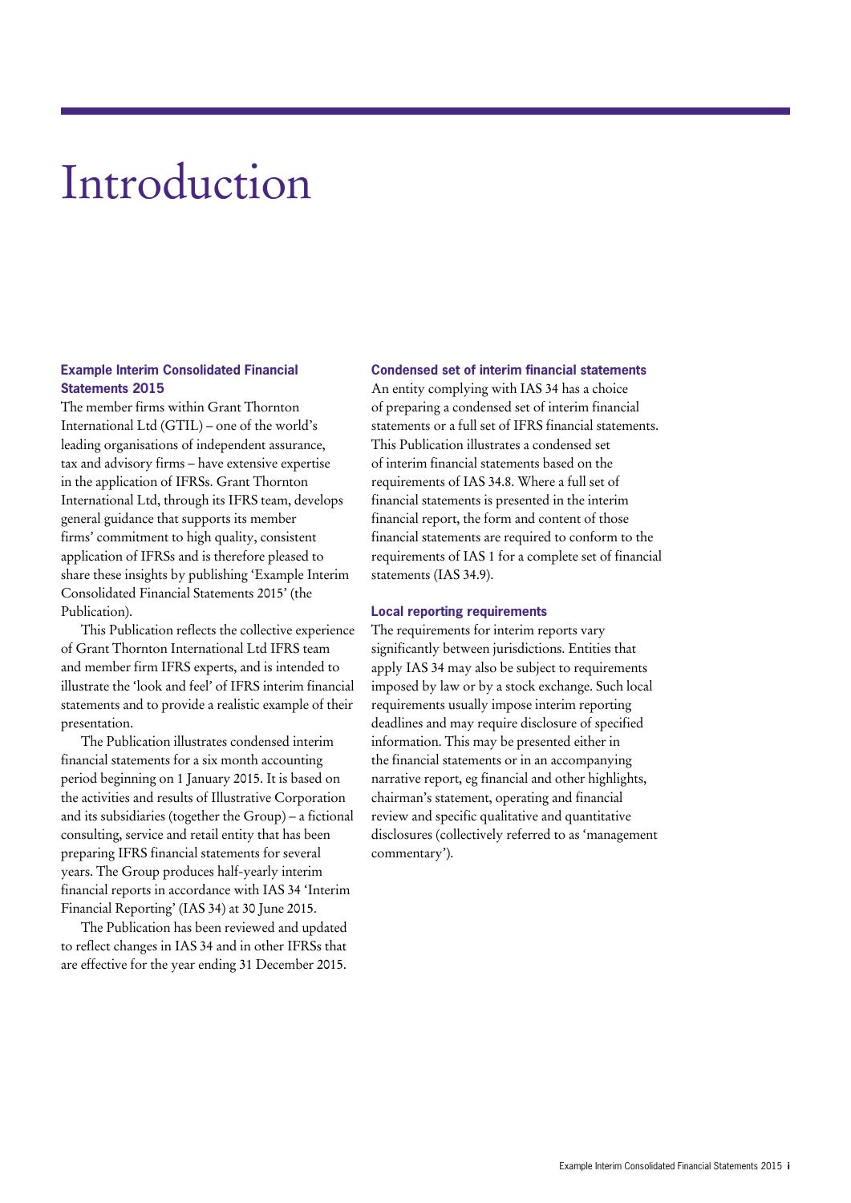# Introduction

### Example Interim Consolidated Financial Statements 2015

The member firms within Grant Thornton International Ltd (GTIL) – one of the world's leading organisations of independent assurance, tax and advisory firms – have extensive expertise in the application of IFRSs. Grant Thornton International Ltd, through its IFRS team, develops general guidance that supports its member firms' commitment to high quality, consistent application of IFRSs and is therefore pleased to share these insights by publishing 'Example Interim Consolidated Financial Statements 2015' (the Publication).

This Publication reflects the collective experience of Grant Thornton International Ltd IFRS team and member firm IFRS experts, and is intended to illustrate the 'look and feel' of IFRS interim financial statements and to provide a realistic example of their presentation.

The Publication illustrates condensed interim financial statements for a six month accounting period beginning on 1 January 2015. It is based on the activities and results of Illustrative Corporation and its subsidiaries (together the Group) – a fictional consulting, service and retail entity that has been preparing IFRS financial statements for several years. The Group produces half-yearly interim financial reports in accordance with IAS 34 'Interim Financial Reporting' (IAS 34) at 30 June 2015.

The Publication has been reviewed and updated to reflect changes in IAS 34 and in other IFRSs that are effective for the year ending 31 December 2015.

### Condensed set of interim financial statements

An entity complying with IAS 34 has a choice of preparing a condensed set of interim financial statements or a full set of IFRS financial statements. This Publication illustrates a condensed set of interim financial statements based on the requirements of IAS 34.8. Where a full set of financial statements is presented in the interim financial report, the form and content of those financial statements are required to conform to the requirements of IAS 1 for a complete set of financial statements (IAS 34.9).

### Local reporting requirements

The requirements for interim reports vary significantly between jurisdictions. Entities that apply IAS 34 may also be subject to requirements imposed by law or by a stock exchange. Such local requirements usually impose interim reporting deadlines and may require disclosure of specified information. This may be presented either in the financial statements or in an accompanying narrative report, eg financial and other highlights, chairman's statement, operating and financial review and specific qualitative and quantitative disclosures (collectively referred to as 'management commentary').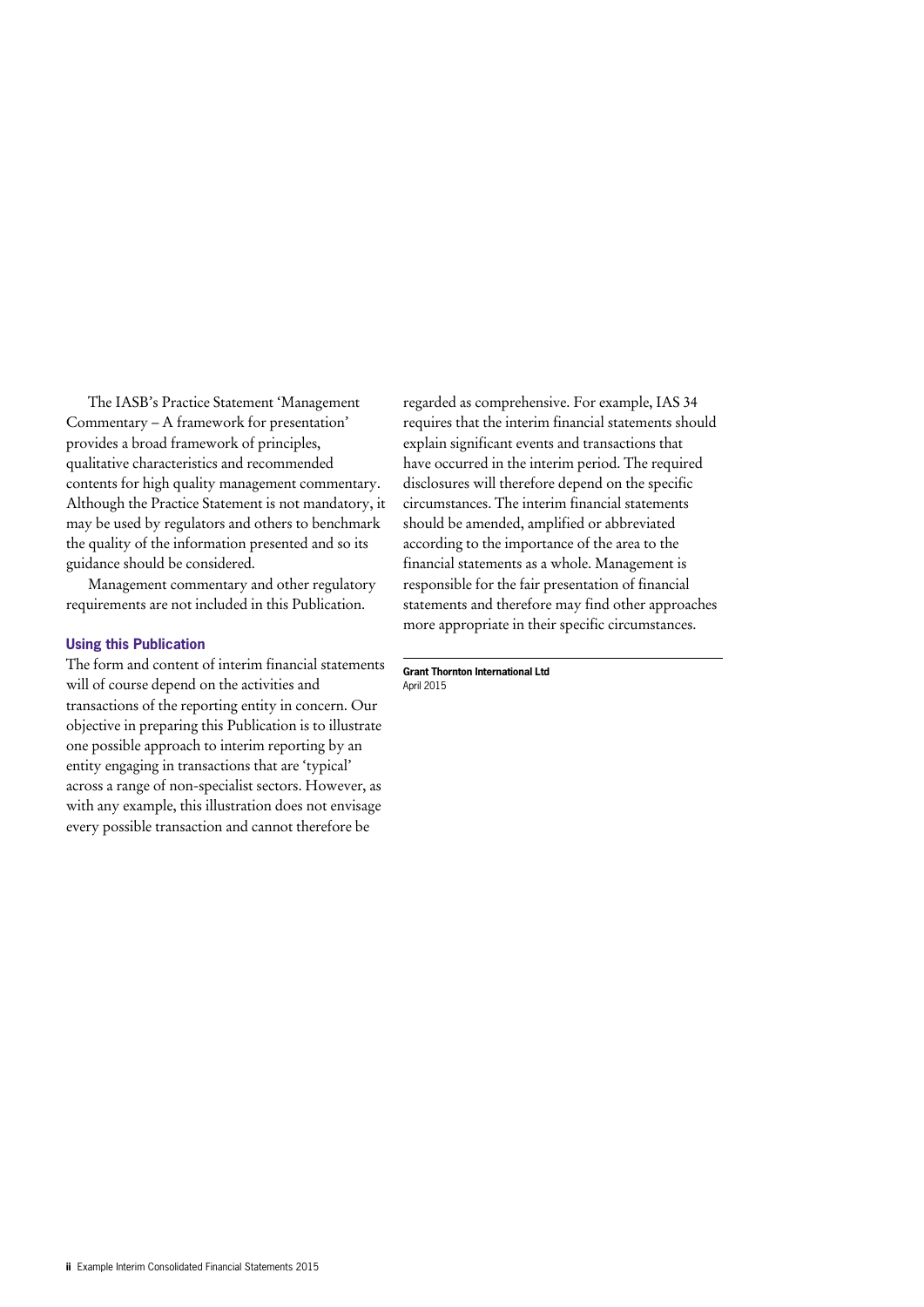The IASB's Practice Statement 'Management Commentary – A framework for presentation' provides a broad framework of principles, qualitative characteristics and recommended contents for high quality management commentary. Although the Practice Statement is not mandatory, it may be used by regulators and others to benchmark the quality of the information presented and so its guidance should be considered.

Management commentary and other regulatory requirements are not included in this Publication.

### Using this Publication

The form and content of interim financial statements will of course depend on the activities and transactions of the reporting entity in concern. Our objective in preparing this Publication is to illustrate one possible approach to interim reporting by an entity engaging in transactions that are 'typical' across a range of non-specialist sectors. However, as with any example, this illustration does not envisage every possible transaction and cannot therefore be regarded as comprehensive. For example, IAS 34 requires that the interim financial statements should explain significant events and transactions that have occurred in the interim period. The required disclosures will therefore depend on the specific circumstances. The interim financial statements should be amended, amplified or abbreviated according to the importance of the area to the financial statements as a whole. Management is responsible for the fair presentation of financial statements and therefore may find other approaches more appropriate in their specific circumstances.

**Grant Thornton International Ltd**
April 2015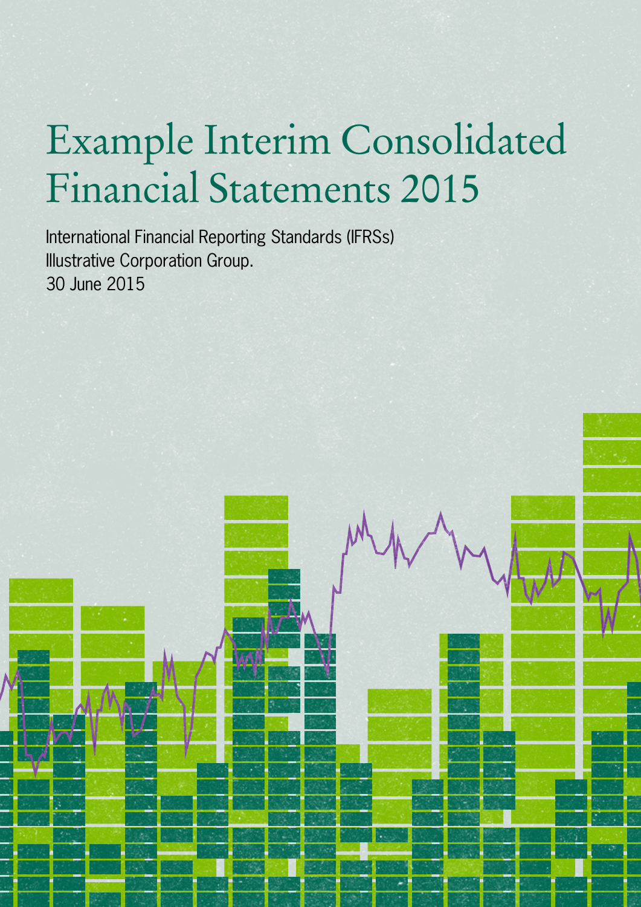# Example Interim Consolidated Financial Statements 2015

International Financial Reporting Standards (IFRSs)
Illustrative Corporation Group.
30 June 2015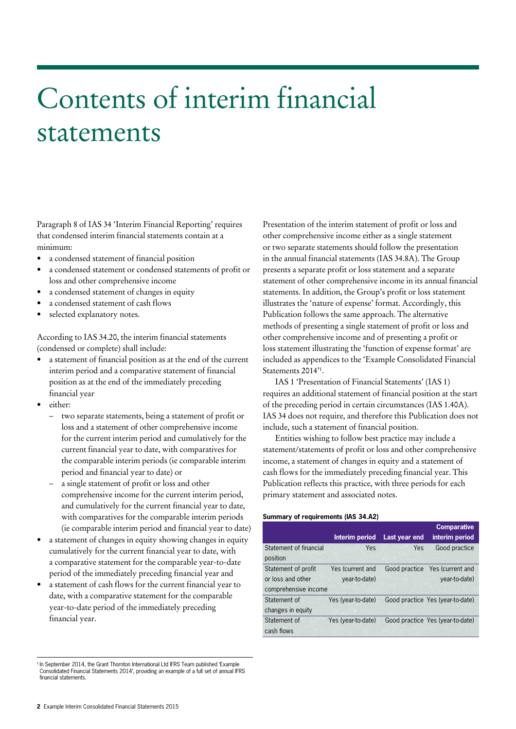# Contents of interim financial statements

Paragraph 8 of IAS 34 'Interim Financial Reporting' requires that condensed interim financial statements contain at a minimum:

- a condensed statement of financial position
- a condensed statement or condensed statements of profit or loss and other comprehensive income
- a condensed statement of changes in equity
- a condensed statement of cash flows
- selected explanatory notes.

According to IAS 34.20, the interim financial statements (condensed or complete) shall include:

- a statement of financial position as at the end of the current interim period and a comparative statement of financial position as at the end of the immediately preceding financial year
- either:
  - two separate statements, being a statement of profit or loss and a statement of other comprehensive income for the current interim period and cumulatively for the current financial year to date, with comparatives for the comparable interim periods (ie comparable interim period and financial year to date) or
  - a single statement of profit or loss and other comprehensive income for the current interim period, and cumulatively for the current financial year to date, with comparatives for the comparable interim periods (ie comparable interim period and financial year to date)
- a statement of changes in equity showing changes in equity cumulatively for the current financial year to date, with a comparative statement for the comparable year-to-date period of the immediately preceding financial year and
- a statement of cash flows for the current financial year to date, with a comparative statement for the comparable year-to-date period of the immediately preceding financial year.

Presentation of the interim statement of profit or loss and other comprehensive income either as a single statement or two separate statements should follow the presentation in the annual financial statements (IAS 34.8A). The Group presents a separate profit or loss statement and a separate statement of other comprehensive income in its annual financial statements. In addition, the Group's profit or loss statement illustrates the 'nature of expense' format. Accordingly, this Publication follows the same approach. The alternative methods of presenting a single statement of profit or loss and other comprehensive income and of presenting a profit or loss statement illustrating the 'function of expense format' are included as appendices to the 'Example Consolidated Financial Statements 2014'[1].

IAS 1 'Presentation of Financial Statements' (IAS 1) requires an additional statement of financial position at the start of the preceding period in certain circumstances (IAS 1.40A). IAS 34 does not require, and therefore this Publication does not include, such a statement of financial position.

Entities wishing to follow best practice may include a statement/statements of profit or loss and other comprehensive income, a statement of changes in equity and a statement of cash flows for the immediately preceding financial year. This Publication reflects this practice, with three periods for each primary statement and associated notes.

**Summary of requirements (IAS 34.A2)**

| | Interim period | Last year end | Comparative interim period |
|---|---|---|---|
| Statement of financial position | Yes | Yes | Good practice |
| Statement of profit or loss and other comprehensive income | Yes (current and year-to-date) | Good practice | Yes (current and year-to-date) |
| Statement of changes in equity | Yes (year-to-date) | Good practice | Yes (year-to-date) |
| Statement of cash flows | Yes (year-to-date) | Good practice | Yes (year-to-date) |

[1] In September 2014, the Grant Thornton International Ltd IFRS Team published 'Example Consolidated Financial Statements 2014', providing an example of a full set of annual IFRS financial statements.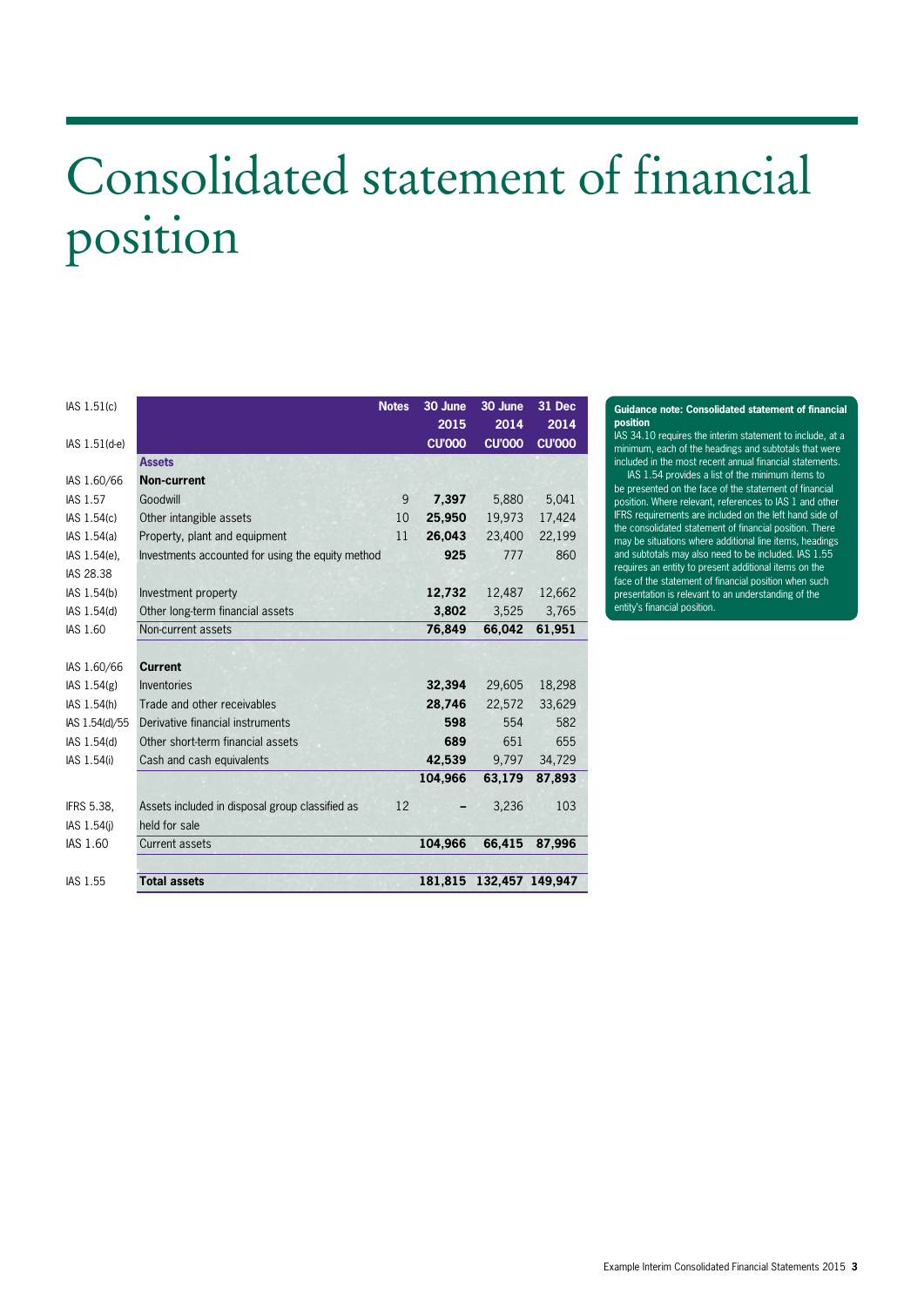# Consolidated statement of financial position

| IAS 1.51(c) / IAS 1.51(d-e) | | Notes | 30 June 2015 CU'000 | 30 June 2014 CU'000 | 31 Dec 2014 CU'000 |
|---|---|---|---|---|---|
| | **Assets** | | | | |
| IAS 1.60/66 | **Non-current** | | | | |
| IAS 1.57 | Goodwill | 9 | **7,397** | 5,880 | 5,041 |
| IAS 1.54(c) | Other intangible assets | 10 | **25,950** | 19,973 | 17,424 |
| IAS 1.54(a) | Property, plant and equipment | 11 | **26,043** | 23,400 | 22,199 |
| IAS 1.54(e), IAS 28.38 | Investments accounted for using the equity method | | **925** | 777 | 860 |
| IAS 1.54(b) | Investment property | | **12,732** | 12,487 | 12,662 |
| IAS 1.54(d) | Other long-term financial assets | | **3,802** | 3,525 | 3,765 |
| IAS 1.60 | Non-current assets | | **76,849** | **66,042** | **61,951** |
| | | | | | |
| IAS 1.60/66 | **Current** | | | | |
| IAS 1.54(g) | Inventories | | **32,394** | 29,605 | 18,298 |
| IAS 1.54(h) | Trade and other receivables | | **28,746** | 22,572 | 33,629 |
| IAS 1.54(d)/55 | Derivative financial instruments | | **598** | 554 | 582 |
| IAS 1.54(d) | Other short-term financial assets | | **689** | 651 | 655 |
| IAS 1.54(i) | Cash and cash equivalents | | **42,539** | 9,797 | 34,729 |
| | | | **104,966** | **63,179** | **87,893** |
| | | | | | |
| IFRS 5.38, IAS 1.54(j) | Assets included in disposal group classified as held for sale | 12 | **–** | 3,236 | 103 |
| IAS 1.60 | Current assets | | **104,966** | **66,415** | **87,996** |
| | | | | | |
| IAS 1.55 | **Total assets** | | **181,815** | **132,457** | **149,947** |

**Guidance note: Consolidated statement of financial position**

IAS 34.10 requires the interim statement to include, at a minimum, each of the headings and subtotals that were included in the most recent annual financial statements.

IAS 1.54 provides a list of the minimum items to be presented on the face of the statement of financial position. Where relevant, references to IAS 1 and other IFRS requirements are included on the left hand side of the consolidated statement of financial position. There may be situations where additional line items, headings and subtotals may also need to be included. IAS 1.55 requires an entity to present additional items on the face of the statement of financial position when such presentation is relevant to an understanding of the entity's financial position.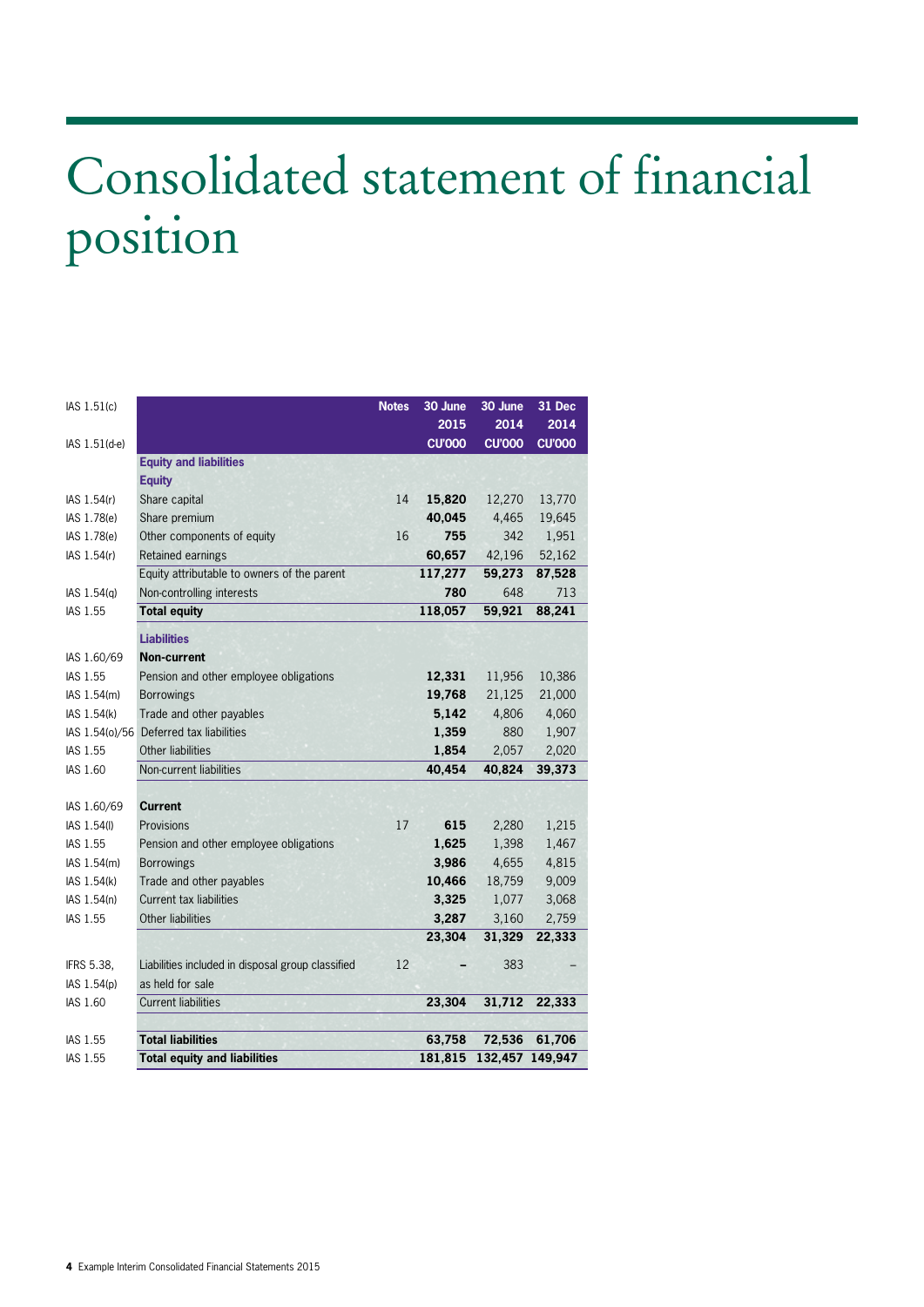# Consolidated statement of financial position

| | | Notes | 30 June 2015 CU'000 | 30 June 2014 CU'000 | 31 Dec 2014 CU'000 |
|---|---|---|---|---|---|
| IAS 1.51(c) IAS 1.51(d-e) | | | | | |
| | **Equity and liabilities** | | | | |
| | **Equity** | | | | |
| IAS 1.54(r) | Share capital | 14 | **15,820** | 12,270 | 13,770 |
| IAS 1.78(e) | Share premium | | **40,045** | 4,465 | 19,645 |
| IAS 1.78(e) | Other components of equity | 16 | **755** | 342 | 1,951 |
| IAS 1.54(r) | Retained earnings | | **60,657** | 42,196 | 52,162 |
| | Equity attributable to owners of the parent | | **117,277** | **59,273** | **87,528** |
| IAS 1.54(q) | Non-controlling interests | | **780** | 648 | 713 |
| IAS 1.55 | **Total equity** | | **118,057** | **59,921** | **88,241** |
| | **Liabilities** | | | | |
| IAS 1.60/69 | **Non-current** | | | | |
| IAS 1.55 | Pension and other employee obligations | | **12,331** | 11,956 | 10,386 |
| IAS 1.54(m) | Borrowings | | **19,768** | 21,125 | 21,000 |
| IAS 1.54(k) | Trade and other payables | | **5,142** | 4,806 | 4,060 |
| IAS 1.54(o)/56 | Deferred tax liabilities | | **1,359** | 880 | 1,907 |
| IAS 1.55 | Other liabilities | | **1,854** | 2,057 | 2,020 |
| IAS 1.60 | Non-current liabilities | | **40,454** | **40,824** | **39,373** |
| IAS 1.60/69 | **Current** | | | | |
| IAS 1.54(l) | Provisions | 17 | **615** | 2,280 | 1,215 |
| IAS 1.55 | Pension and other employee obligations | | **1,625** | 1,398 | 1,467 |
| IAS 1.54(m) | Borrowings | | **3,986** | 4,655 | 4,815 |
| IAS 1.54(k) | Trade and other payables | | **10,466** | 18,759 | 9,009 |
| IAS 1.54(n) | Current tax liabilities | | **3,325** | 1,077 | 3,068 |
| IAS 1.55 | Other liabilities | | **3,287** | 3,160 | 2,759 |
| | | | **23,304** | **31,329** | **22,333** |
| IFRS 5.38, IAS 1.54(p) | Liabilities included in disposal group classified as held for sale | 12 | **–** | 383 | – |
| IAS 1.60 | Current liabilities | | **23,304** | **31,712** | **22,333** |
| IAS 1.55 | **Total liabilities** | | **63,758** | **72,536** | **61,706** |
| IAS 1.55 | **Total equity and liabilities** | | **181,815** | **132,457** | **149,947** |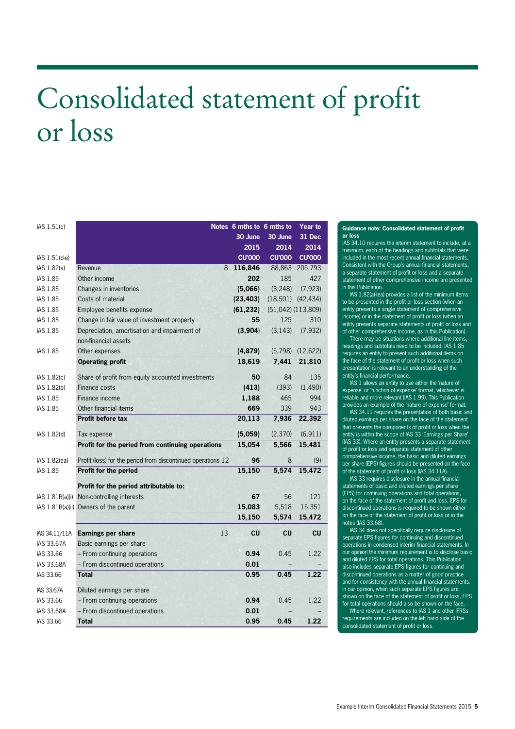# Consolidated statement of profit or loss

| IAS 1.51(c) | | Notes | 6 mths to 30 June 2015 | 6 mths to 30 June 2014 | Year to 31 Dec 2014 |
|---|---|---|---|---|---|
| IAS 1.51(d-e) | | | CU'000 | CU'000 | CU'000 |
| IAS 1.82(a) | Revenue | 8 | **116,846** | 88,863 | 205,793 |
| IAS 1.85 | Other income | | **202** | 185 | 427 |
| IAS 1.85 | Changes in inventories | | **(5,066)** | (3,248) | (7,923) |
| IAS 1.85 | Costs of material | | **(23,403)** | (18,501) | (42,434) |
| IAS 1.85 | Employee benefits expense | | **(61,232)** | (51,042) | (113,809) |
| IAS 1.85 | Change in fair value of investment property | | **55** | 125 | 310 |
| IAS 1.85 | Depreciation, amortisation and impairment of non-financial assets | | **(3,904)** | (3,143) | (7,932) |
| IAS 1.85 | Other expenses | | **(4,879)** | (5,798) | (12,622) |
| | **Operating profit** | | **18,619** | **7,441** | **21,810** |
| IAS 1.82(c) | Share of profit from equity accounted investments | | **50** | 84 | 135 |
| IAS 1.82(b) | Finance costs | | **(413)** | (393) | (1,490) |
| IAS 1.85 | Finance income | | **1,188** | 465 | 994 |
| IAS 1.85 | Other financial items | | **669** | 339 | 943 |
| | **Profit before tax** | | **20,113** | **7,936** | **22,392** |
| IAS 1.82(d) | Tax expense | | **(5,059)** | (2,370) | (6,911) |
| | **Profit for the period from continuing operations** | | **15,054** | **5,566** | **15,481** |
| IAS 1.82(ea) | Profit (loss) for the period from discontinued operations | 12 | **96** | 8 | (9) |
| IAS 1.85 | **Profit for the period** | | **15,150** | **5,574** | **15,472** |
| | **Profit for the period attributable to:** | | | | |
| IAS 1.81B(a)(i) | Non-controlling interests | | **67** | 56 | 121 |
| IAS 1.81B(a)(ii) | Owners of the parent | | **15,083** | 5,518 | 15,351 |
| | | | **15,150** | **5,574** | **15,472** |
| IAS 34.11/11A | **Earnings per share** | 13 | **CU** | **CU** | **CU** |
| IAS 33.67A | Basic earnings per share | | | | |
| IAS 33.66 | – From continuing operations | | **0.94** | 0.45 | 1.22 |
| IAS 33.68A | – From discontinued operations | | **0.01** | – | – |
| IAS 33.66 | **Total** | | **0.95** | **0.45** | **1.22** |
| IAS 33.67A | Diluted earnings per share | | | | |
| IAS 33.66 | – From continuing operations | | **0.94** | 0.45 | 1.22 |
| IAS 33.68A | – From discontinued operations | | **0.01** | – | – |
| IAS 33.66 | **Total** | | **0.95** | **0.45** | **1.22** |

**Guidance note: Consolidated statement of profit or loss**

IAS 34.10 requires the interim statement to include, at a minimum, each of the headings and subtotals that were included in the most recent annual financial statements. Consistent with the Group's annual financial statements, a separate statement of profit or loss and a separate statement of other comprehensive income are presented in this Publication.

IAS 1.82(a)-(ea) provides a list of the minimum items to be presented in the profit or loss section (when an entity presents a single statement of comprehensive income) or in the statement of profit or loss (when an entity presents separate statements of profit or loss and of other comprehensive income, as in this Publication).

There may be situations where additional line items, headings and subtotals need to be included. IAS 1.85 requires an entity to present such additional items on the face of the statement of profit or loss when such presentation is relevant to an understanding of the entity's financial performance.

IAS 1 allows an entity to use either the 'nature of expense' or 'function of expense' format, whichever is reliable and more relevant (IAS 1.99). This Publication provides an example of the 'nature of expense' format.

IAS 34.11 requires the presentation of both basic and diluted earnings per share on the face of the statement that presents the components of profit or loss when the entity is within the scope of IAS 33 'Earnings per Share' (IAS 33). Where an entity presents a separate statement of profit or loss and separate statement of other comprehensive income, the basic and diluted earnings per share (EPS) figures should be presented on the face of the statement of profit or loss (IAS 34.11A).

IAS 33 requires disclosure in the annual financial statements of basic and diluted earnings per share (EPS) for continuing operations and total operations, on the face of the statement of profit and loss. EPS for discontinued operations is required to be shown either on the face of the statement of profit or loss or in the notes (IAS 33.68).

IAS 34 does not specifically require disclosure of separate EPS figures for continuing and discontinued operations in condensed interim financial statements. In our opinion the minimum requirement is to disclose basic and diluted EPS for total operations. This Publication also includes separate EPS figures for continuing and discontinued operations as a matter of good practice and for consistency with the annual financial statements. In our opinion, when such separate EPS figures are shown on the face of the statement of profit or loss, EPS for total operations should also be shown on the face.

Where relevant, references to IAS 1 and other IFRSs requirements are included on the left hand side of the consolidated statement of profit or loss.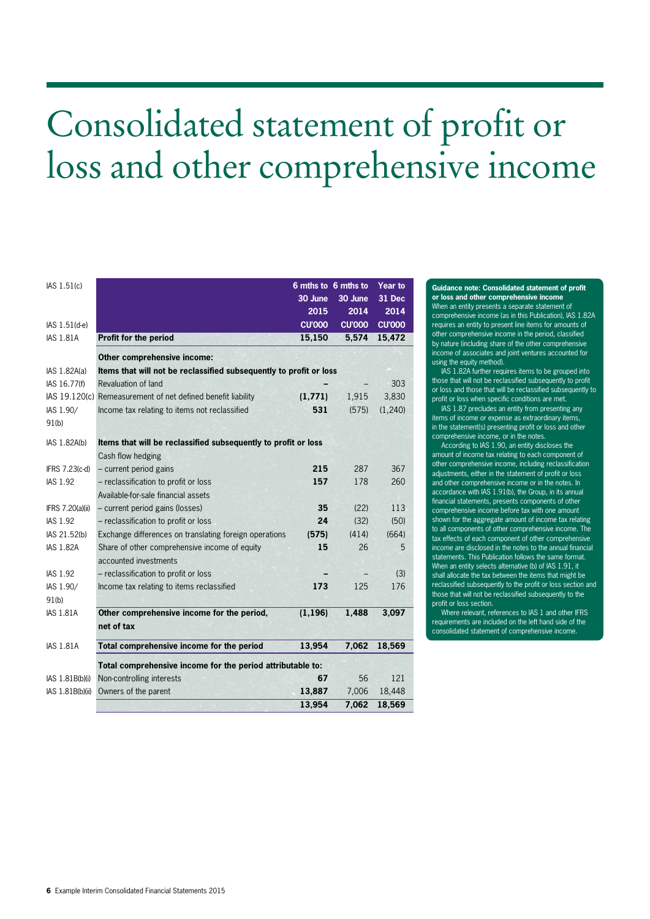# Consolidated statement of profit or loss and other comprehensive income

| IAS 1.51(c) | | 6 mths to 30 June 2015 | 6 mths to 30 June 2014 | Year to 31 Dec 2014 |
|---|---|---|---|---|
| IAS 1.51(d-e) | | **CU'000** | CU'000 | CU'000 |
| IAS 1.81A | **Profit for the period** | **15,150** | **5,574** | **15,472** |
| | **Other comprehensive income:** | | | |
| IAS 1.82A(a) | **Items that will not be reclassified subsequently to profit or loss** | | | |
| IAS 16.77(f) | Revaluation of land | **–** | – | 303 |
| IAS 19.120(c) | Remeasurement of net defined benefit liability | **(1,771)** | 1,915 | 3,830 |
| IAS 1.90/ 91(b) | Income tax relating to items not reclassified | **531** | (575) | (1,240) |
| IAS 1.82A(b) | **Items that will be reclassified subsequently to profit or loss** | | | |
| | Cash flow hedging | | | |
| IFRS 7.23(c-d) | – current period gains | **215** | 287 | 367 |
| IAS 1.92 | – reclassification to profit or loss | **157** | 178 | 260 |
| | Available-for-sale financial assets | | | |
| IFRS 7.20(a)(ii) | – current period gains (losses) | **35** | (22) | 113 |
| IAS 1.92 | – reclassification to profit or loss | **24** | (32) | (50) |
| IAS 21.52(b) | Exchange differences on translating foreign operations | **(575)** | (414) | (664) |
| IAS 1.82A | Share of other comprehensive income of equity accounted investments | **15** | 26 | 5 |
| IAS 1.92 | – reclassification to profit or loss | **–** | – | (3) |
| IAS 1.90/ 91(b) | Income tax relating to items reclassified | **173** | 125 | 176 |
| IAS 1.81A | **Other comprehensive income for the period, net of tax** | **(1,196)** | **1,488** | **3,097** |
| IAS 1.81A | **Total comprehensive income for the period** | **13,954** | **7,062** | **18,569** |
| | **Total comprehensive income for the period attributable to:** | | | |
| IAS 1.81B(b)(i) | Non-controlling interests | **67** | 56 | 121 |
| IAS 1.81B(b)(ii) | Owners of the parent | **13,887** | 7,006 | 18,448 |
| | | **13,954** | **7,062** | **18,569** |

**Guidance note: Consolidated statement of profit or loss and other comprehensive income**

When an entity presents a separate statement of comprehensive income (as in this Publication), IAS 1.82A requires an entity to present line items for amounts of other comprehensive income in the period, classified by nature (including share of the other comprehensive income of associates and joint ventures accounted for using the equity method).

IAS 1.82A further requires items to be grouped into those that will not be reclassified subsequently to profit or loss and those that will be reclassified subsequently to profit or loss when specific conditions are met.

IAS 1.87 precludes an entity from presenting any items of income or expense as extraordinary items, in the statement(s) presenting profit or loss and other comprehensive income, or in the notes.

According to IAS 1.90, an entity discloses the amount of income tax relating to each component of other comprehensive income, including reclassification adjustments, either in the statement of profit or loss and other comprehensive income or in the notes. In accordance with IAS 1.91(b), the Group, in its annual financial statements, presents components of other comprehensive income before tax with one amount shown for the aggregate amount of income tax relating to all components of other comprehensive income. The tax effects of each component of other comprehensive income are disclosed in the notes to the annual financial statements. This Publication follows the same format. When an entity selects alternative (b) of IAS 1.91, it shall allocate the tax between the items that might be reclassified subsequently to the profit or loss section and those that will not be reclassified subsequently to the profit or loss section.

Where relevant, references to IAS 1 and other IFRS requirements are included on the left hand side of the consolidated statement of comprehensive income.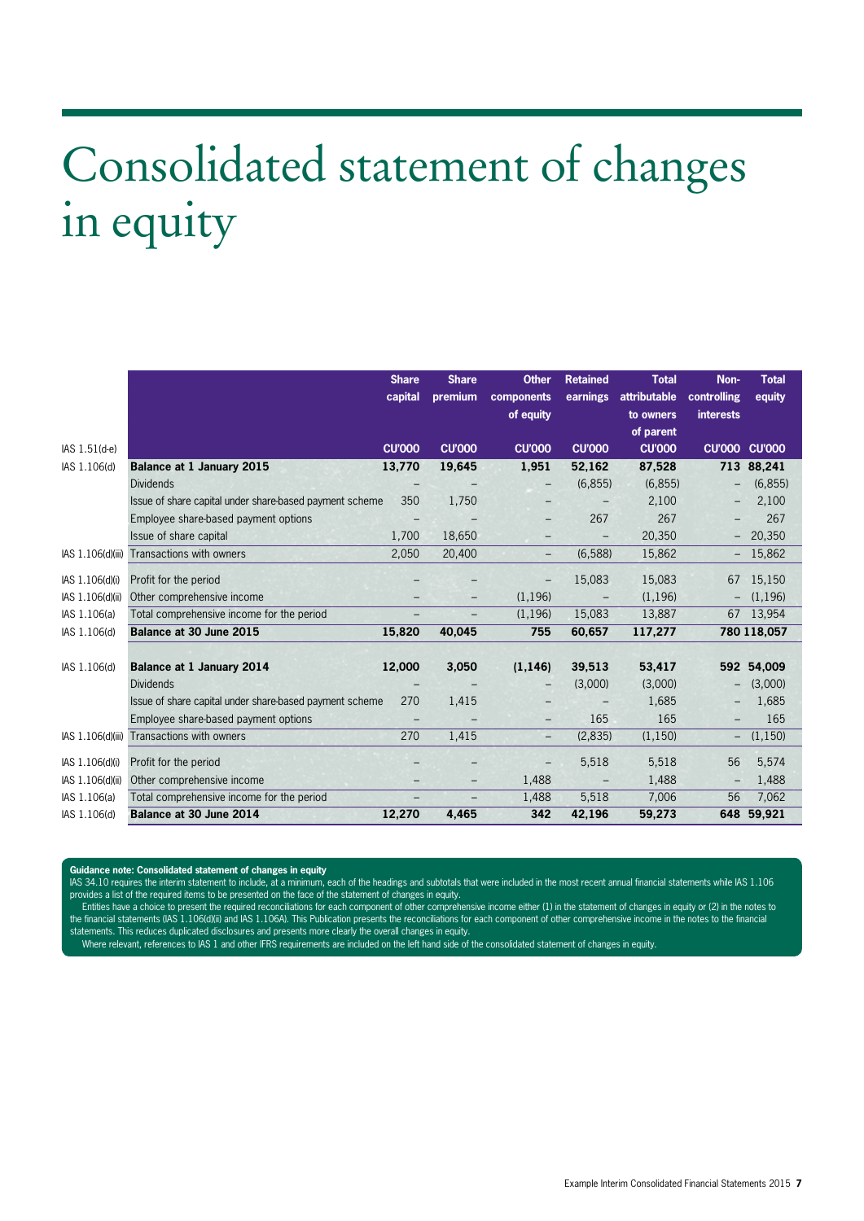# Consolidated statement of changes in equity

| IAS 1.51(d-e) | | Share capital CU'000 | Share premium CU'000 | Other components of equity CU'000 | Retained earnings CU'000 | Total attributable to owners of parent CU'000 | Non-controlling interests CU'000 | Total equity CU'000 |
|---|---|---|---|---|---|---|---|---|
| IAS 1.106(d) | **Balance at 1 January 2015** | **13,770** | **19,645** | **1,951** | **52,162** | **87,528** | **713** | **88,241** |
| | Dividends | – | – | – | (6,855) | (6,855) | – | (6,855) |
| | Issue of share capital under share-based payment scheme | 350 | 1,750 | – | – | 2,100 | – | 2,100 |
| | Employee share-based payment options | – | – | – | 267 | 267 | – | 267 |
| | Issue of share capital | 1,700 | 18,650 | – | – | 20,350 | – | 20,350 |
| IAS 1.106(d)(iii) | Transactions with owners | 2,050 | 20,400 | – | (6,588) | 15,862 | – | 15,862 |
| IAS 1.106(d)(i) | Profit for the period | – | – | – | 15,083 | 15,083 | 67 | 15,150 |
| IAS 1.106(d)(ii) | Other comprehensive income | – | – | (1,196) | – | (1,196) | – | (1,196) |
| IAS 1.106(a) | Total comprehensive income for the period | – | – | (1,196) | 15,083 | 13,887 | 67 | 13,954 |
| IAS 1.106(d) | **Balance at 30 June 2015** | **15,820** | **40,045** | **755** | **60,657** | **117,277** | **780** | **118,057** |
| IAS 1.106(d) | **Balance at 1 January 2014** | **12,000** | **3,050** | **(1,146)** | **39,513** | **53,417** | **592** | **54,009** |
| | Dividends | – | – | – | (3,000) | (3,000) | – | (3,000) |
| | Issue of share capital under share-based payment scheme | 270 | 1,415 | – | – | 1,685 | – | 1,685 |
| | Employee share-based payment options | – | – | – | 165 | 165 | – | 165 |
| IAS 1.106(d)(iii) | Transactions with owners | 270 | 1,415 | – | (2,835) | (1,150) | – | (1,150) |
| IAS 1.106(d)(i) | Profit for the period | – | – | – | 5,518 | 5,518 | 56 | 5,574 |
| IAS 1.106(d)(ii) | Other comprehensive income | – | – | 1,488 | – | 1,488 | – | 1,488 |
| IAS 1.106(a) | Total comprehensive income for the period | – | – | 1,488 | 5,518 | 7,006 | 56 | 7,062 |
| IAS 1.106(d) | **Balance at 30 June 2014** | **12,270** | **4,465** | **342** | **42,196** | **59,273** | **648** | **59,921** |

**Guidance note: Consolidated statement of changes in equity**

IAS 34.10 requires the interim statement to include, at a minimum, each of the headings and subtotals that were included in the most recent annual financial statements while IAS 1.106 provides a list of the required items to be presented on the face of the statement of changes in equity.

Entities have a choice to present the required reconciliations for each component of other comprehensive income either (1) in the statement of changes in equity or (2) in the notes to the financial statements (IAS 1.106(d)(ii) and IAS 1.106A). This Publication presents the reconciliations for each component of other comprehensive income in the notes to the financial statements. This reduces duplicated disclosures and presents more clearly the overall changes in equity.

Where relevant, references to IAS 1 and other IFRS requirements are included on the left hand side of the consolidated statement of changes in equity.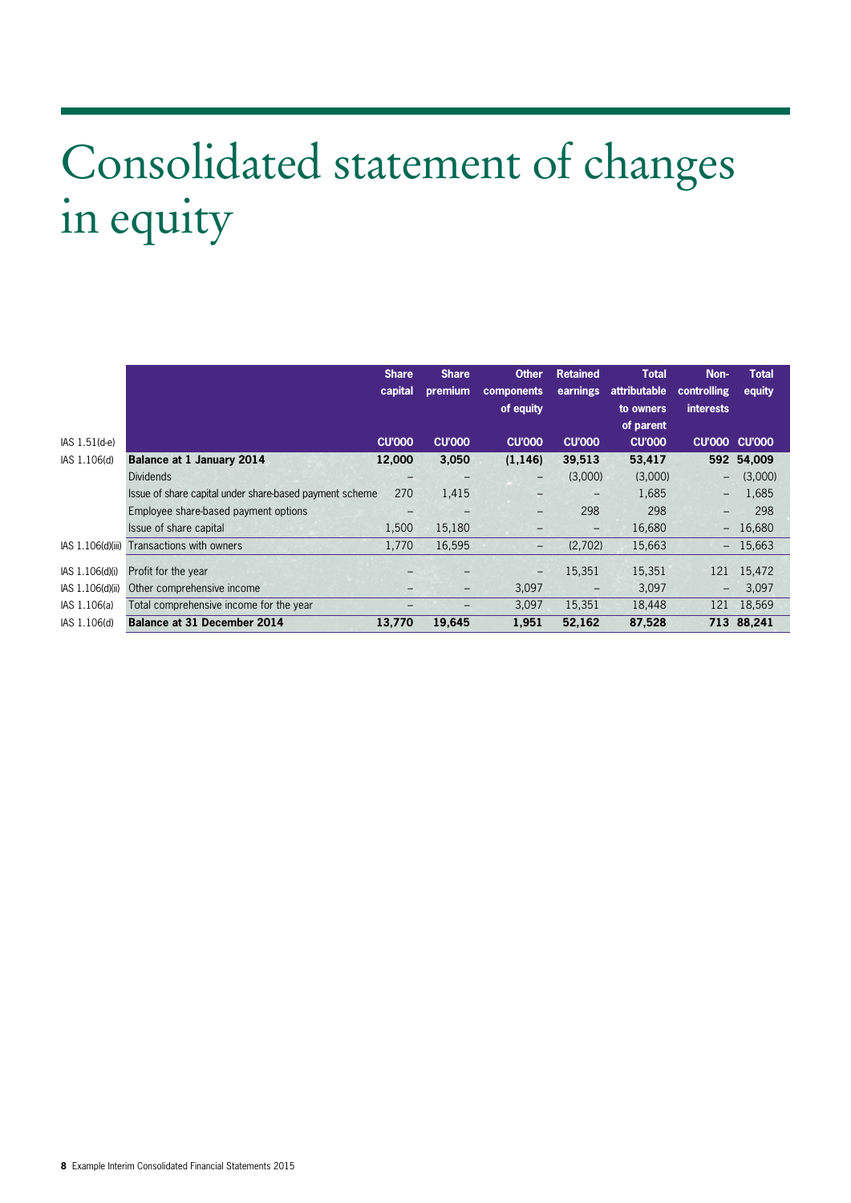# Consolidated statement of changes in equity

| | | Share capital | Share premium | Other components of equity | Retained earnings | Total attributable to owners of parent | Non-controlling interests | Total equity |
|---|---|---|---|---|---|---|---|---|
| IAS 1.51(d-e) | | CU'000 | CU'000 | CU'000 | CU'000 | CU'000 | CU'000 | CU'000 |
| IAS 1.106(d) | **Balance at 1 January 2014** | **12,000** | **3,050** | **(1,146)** | **39,513** | **53,417** | **592** | **54,009** |
| | Dividends | – | – | – | (3,000) | (3,000) | – | (3,000) |
| | Issue of share capital under share-based payment scheme | 270 | 1,415 | – | – | 1,685 | – | 1,685 |
| | Employee share-based payment options | – | – | – | 298 | 298 | – | 298 |
| | Issue of share capital | 1,500 | 15,180 | – | – | 16,680 | – | 16,680 |
| IAS 1.106(d)(iii) | Transactions with owners | 1,770 | 16,595 | – | (2,702) | 15,663 | – | 15,663 |
| IAS 1.106(d)(i) | Profit for the year | – | – | – | 15,351 | 15,351 | 121 | 15,472 |
| IAS 1.106(d)(ii) | Other comprehensive income | – | – | 3,097 | – | 3,097 | – | 3,097 |
| IAS 1.106(a) | Total comprehensive income for the year | – | – | 3,097 | 15,351 | 18,448 | 121 | 18,569 |
| IAS 1.106(d) | **Balance at 31 December 2014** | **13,770** | **19,645** | **1,951** | **52,162** | **87,528** | **713** | **88,241** |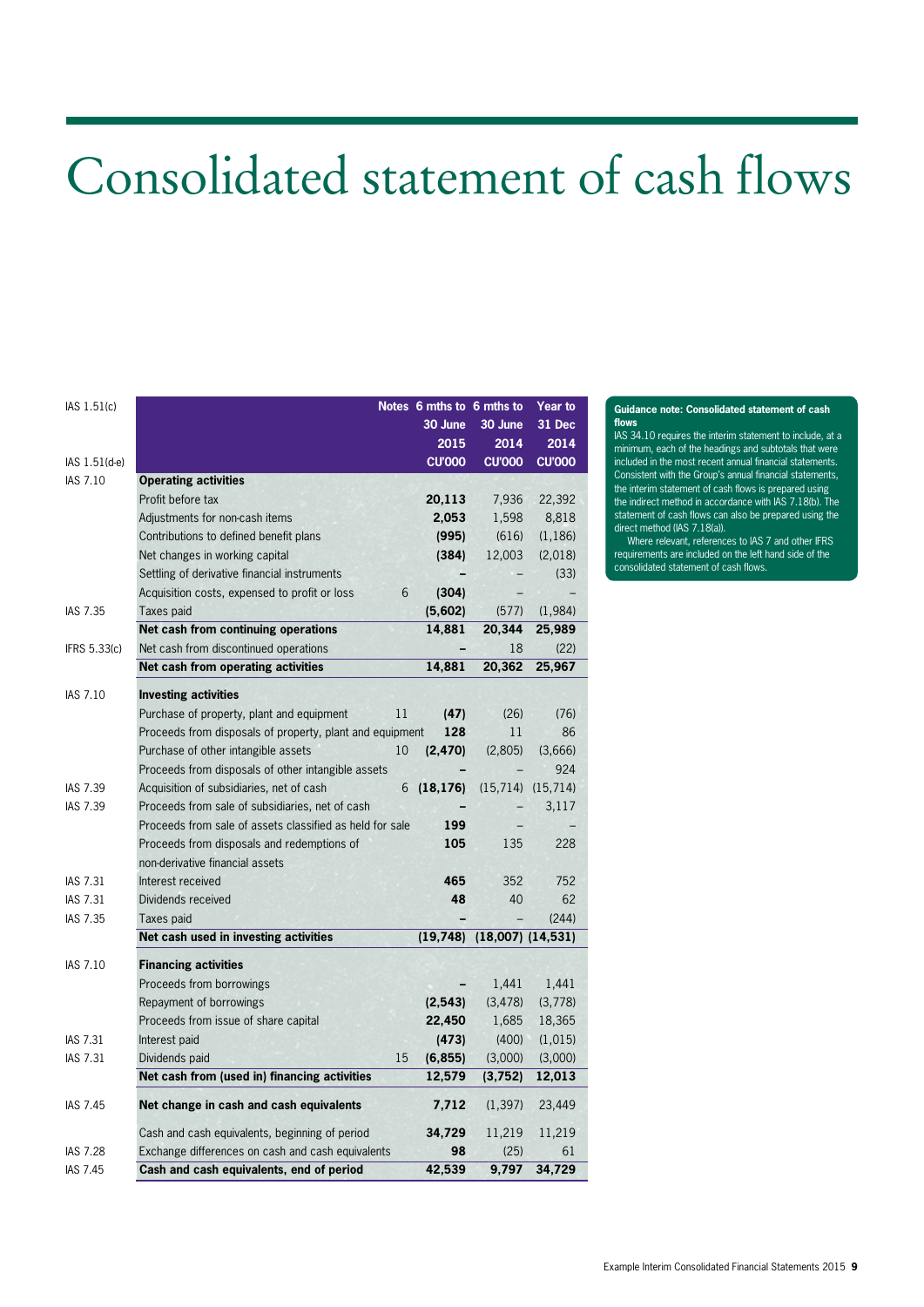# Consolidated statement of cash flows

| | | Notes | 6 mths to 30 June 2015 CU'000 | 6 mths to 30 June 2014 CU'000 | Year to 31 Dec 2014 CU'000 |
|---|---|---|---|---|---|
| IAS 1.51(c) IAS 1.51(d-e) | | | | | |
| IAS 7.10 | **Operating activities** | | | | |
| | Profit before tax | | **20,113** | 7,936 | 22,392 |
| | Adjustments for non-cash items | | **2,053** | 1,598 | 8,818 |
| | Contributions to defined benefit plans | | **(995)** | (616) | (1,186) |
| | Net changes in working capital | | **(384)** | 12,003 | (2,018) |
| | Settling of derivative financial instruments | | **–** | – | (33) |
| | Acquisition costs, expensed to profit or loss | 6 | **(304)** | – | – |
| IAS 7.35 | Taxes paid | | **(5,602)** | (577) | (1,984) |
| | **Net cash from continuing operations** | | **14,881** | **20,344** | **25,989** |
| IFRS 5.33(c) | Net cash from discontinued operations | | **–** | 18 | (22) |
| | **Net cash from operating activities** | | **14,881** | **20,362** | **25,967** |
| IAS 7.10 | **Investing activities** | | | | |
| | Purchase of property, plant and equipment | 11 | **(47)** | (26) | (76) |
| | Proceeds from disposals of property, plant and equipment | | **128** | 11 | 86 |
| | Purchase of other intangible assets | 10 | **(2,470)** | (2,805) | (3,666) |
| | Proceeds from disposals of other intangible assets | | **–** | – | 924 |
| IAS 7.39 | Acquisition of subsidiaries, net of cash | 6 | **(18,176)** | (15,714) | (15,714) |
| IAS 7.39 | Proceeds from sale of subsidiaries, net of cash | | **–** | – | 3,117 |
| | Proceeds from sale of assets classified as held for sale | | **199** | – | – |
| | Proceeds from disposals and redemptions of non-derivative financial assets | | **105** | 135 | 228 |
| IAS 7.31 | Interest received | | **465** | 352 | 752 |
| IAS 7.31 | Dividends received | | **48** | 40 | 62 |
| IAS 7.35 | Taxes paid | | **–** | – | (244) |
| | **Net cash used in investing activities** | | **(19,748)** | **(18,007)** | **(14,531)** |
| IAS 7.10 | **Financing activities** | | | | |
| | Proceeds from borrowings | | **–** | 1,441 | 1,441 |
| | Repayment of borrowings | | **(2,543)** | (3,478) | (3,778) |
| | Proceeds from issue of share capital | | **22,450** | 1,685 | 18,365 |
| IAS 7.31 | Interest paid | | **(473)** | (400) | (1,015) |
| IAS 7.31 | Dividends paid | 15 | **(6,855)** | (3,000) | (3,000) |
| | **Net cash from (used in) financing activities** | | **12,579** | **(3,752)** | **12,013** |
| IAS 7.45 | **Net change in cash and cash equivalents** | | **7,712** | (1,397) | 23,449 |
| | Cash and cash equivalents, beginning of period | | **34,729** | 11,219 | 11,219 |
| IAS 7.28 | Exchange differences on cash and cash equivalents | | **98** | (25) | 61 |
| IAS 7.45 | **Cash and cash equivalents, end of period** | | **42,539** | **9,797** | **34,729** |

**Guidance note: Consolidated statement of cash flows**

IAS 34.10 requires the interim statement to include, at a minimum, each of the headings and subtotals that were included in the most recent annual financial statements. Consistent with the Group's annual financial statements, the interim statement of cash flows is prepared using the indirect method in accordance with IAS 7.18(b). The statement of cash flows can also be prepared using the direct method (IAS 7.18(a)).

Where relevant, references to IAS 7 and other IFRS requirements are included on the left hand side of the consolidated statement of cash flows.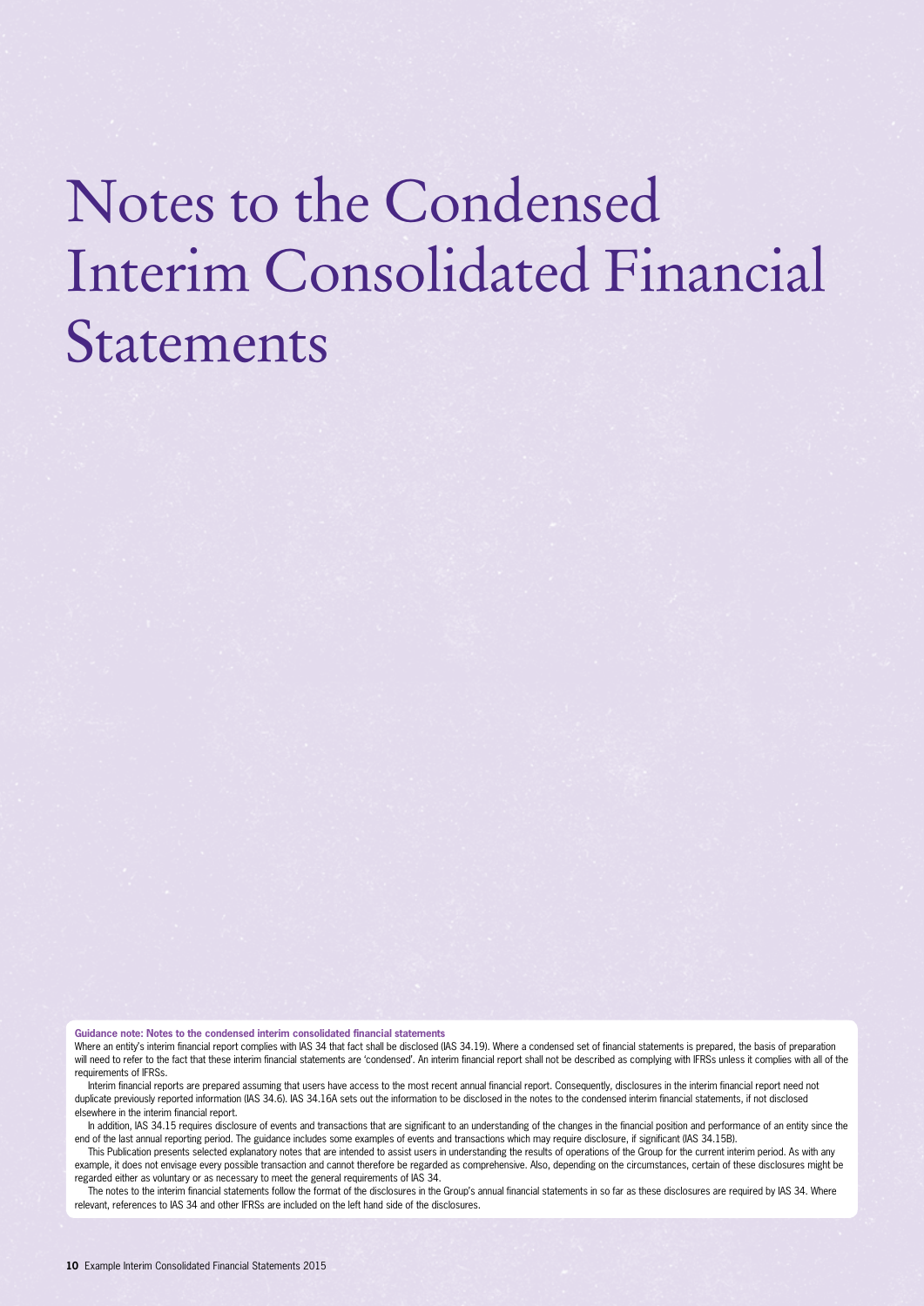# Notes to the Condensed Interim Consolidated Financial Statements

**Guidance note: Notes to the condensed interim consolidated financial statements**

Where an entity's interim financial report complies with IAS 34 that fact shall be disclosed (IAS 34.19). Where a condensed set of financial statements is prepared, the basis of preparation will need to refer to the fact that these interim financial statements are 'condensed'. An interim financial report shall not be described as complying with IFRSs unless it complies with all of the requirements of IFRSs.

Interim financial reports are prepared assuming that users have access to the most recent annual financial report. Consequently, disclosures in the interim financial report need not duplicate previously reported information (IAS 34.6). IAS 34.16A sets out the information to be disclosed in the notes to the condensed interim financial statements, if not disclosed elsewhere in the interim financial report.

In addition, IAS 34.15 requires disclosure of events and transactions that are significant to an understanding of the changes in the financial position and performance of an entity since the end of the last annual reporting period. The guidance includes some examples of events and transactions which may require disclosure, if significant (IAS 34.15B).

This Publication presents selected explanatory notes that are intended to assist users in understanding the results of operations of the Group for the current interim period. As with any example, it does not envisage every possible transaction and cannot therefore be regarded as comprehensive. Also, depending on the circumstances, certain of these disclosures might be regarded either as voluntary or as necessary to meet the general requirements of IAS 34.

The notes to the interim financial statements follow the format of the disclosures in the Group's annual financial statements in so far as these disclosures are required by IAS 34. Where relevant, references to IAS 34 and other IFRSs are included on the left hand side of the disclosures.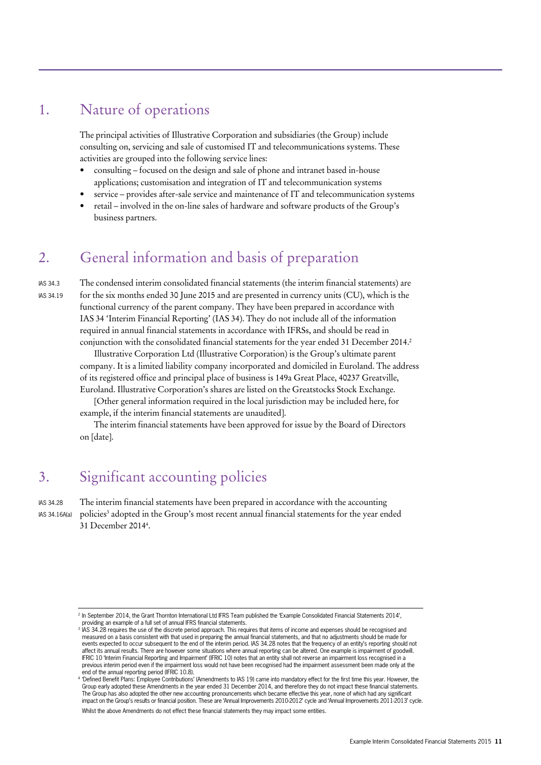## 1. Nature of operations

The principal activities of Illustrative Corporation and subsidiaries (the Group) include consulting on, servicing and sale of customised IT and telecommunications systems. These activities are grouped into the following service lines:

- consulting – focused on the design and sale of phone and intranet based in-house applications; customisation and integration of IT and telecommunication systems
- service – provides after-sale service and maintenance of IT and telecommunication systems
- retail – involved in the on-line sales of hardware and software products of the Group's business partners.

## 2. General information and basis of preparation

IAS 34.3
IAS 34.19

The condensed interim consolidated financial statements (the interim financial statements) are for the six months ended 30 June 2015 and are presented in currency units (CU), which is the functional currency of the parent company. They have been prepared in accordance with IAS 34 'Interim Financial Reporting' (IAS 34). They do not include all of the information required in annual financial statements in accordance with IFRSs, and should be read in conjunction with the consolidated financial statements for the year ended 31 December 2014.[2]

Illustrative Corporation Ltd (Illustrative Corporation) is the Group's ultimate parent company. It is a limited liability company incorporated and domiciled in Euroland. The address of its registered office and principal place of business is 149a Great Place, 40237 Greatville, Euroland. Illustrative Corporation's shares are listed on the Greatstocks Stock Exchange.

[Other general information required in the local jurisdiction may be included here, for example, if the interim financial statements are unaudited].

The interim financial statements have been approved for issue by the Board of Directors on [date].

## 3. Significant accounting policies

IAS 34.28
IAS 34.16A(a)

The interim financial statements have been prepared in accordance with the accounting policies[3] adopted in the Group's most recent annual financial statements for the year ended 31 December 2014[4].

---

[2] In September 2014, the Grant Thornton International Ltd IFRS Team published the 'Example Consolidated Financial Statements 2014', providing an example of a full set of annual IFRS financial statements.

[3] IAS 34.28 requires the use of the discrete period approach. This requires that items of income and expenses should be recognised and measured on a basis consistent with that used in preparing the annual financial statements, and that no adjustments should be made for events expected to occur subsequent to the end of the interim period. IAS 34.28 notes that the frequency of an entity's reporting should not affect its annual results. There are however some situations where annual reporting can be altered. One example is impairment of goodwill. IFRIC 10 'Interim Financial Reporting and Impairment' (IFRIC 10) notes that an entity shall not reverse an impairment loss recognised in a previous interim period even if the impairment loss would not have been recognised had the impairment assessment been made only at the end of the annual reporting period (IFRIC 10.8).

[4] 'Defined Benefit Plans: Employee Contributions' (Amendments to IAS 19) came into mandatory effect for the first time this year. However, the Group early adopted these Amendments in the year ended 31 December 2014, and therefore they do not impact these financial statements. The Group has also adopted the other new accounting pronouncements which became effective this year, none of which had any significant impact on the Group's results or financial position. These are 'Annual Improvements 2010-2012' cycle and 'Annual Improvements 2011-2013' cycle.

Whilst the above Amendments do not effect these financial statements they may impact some entities.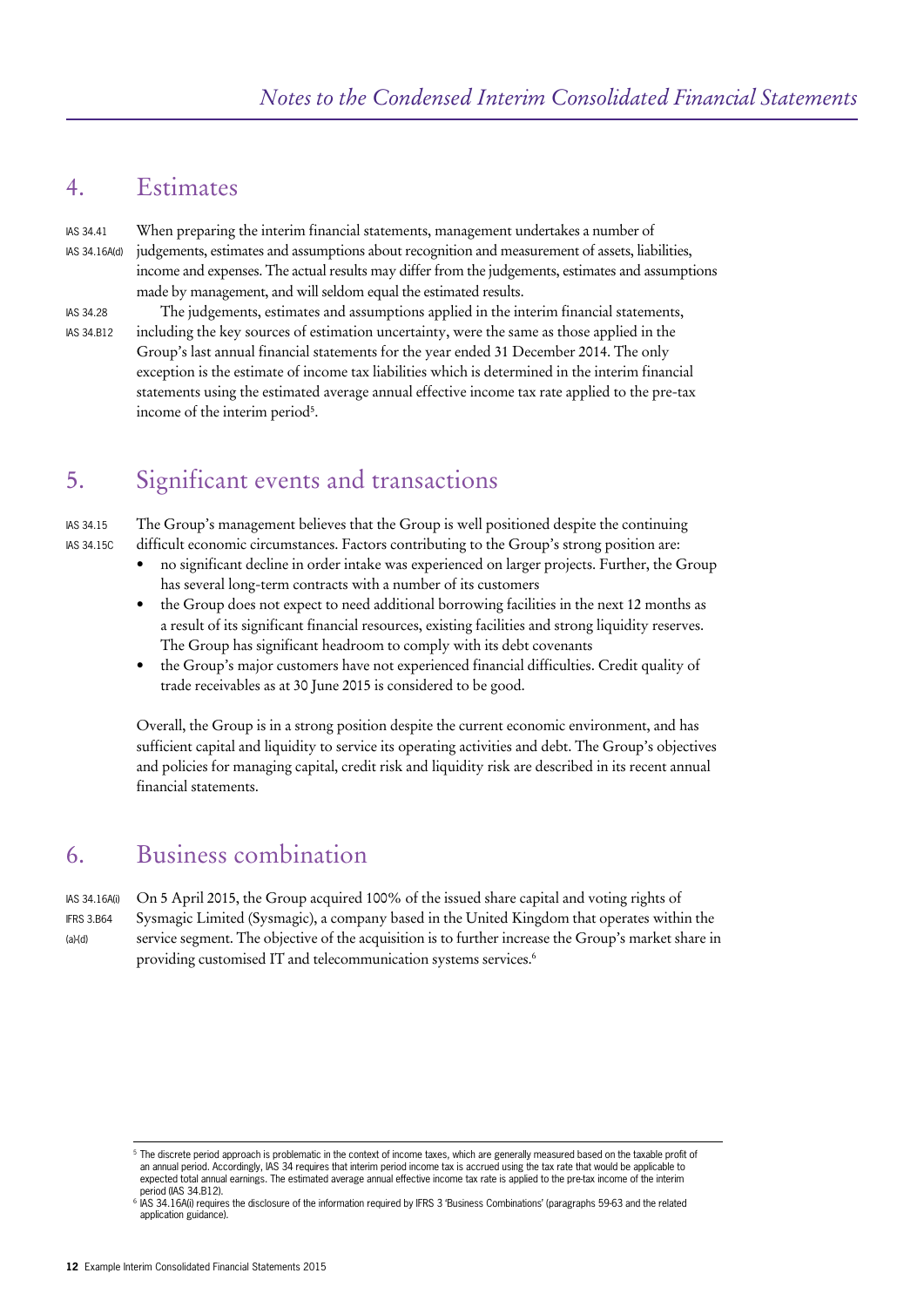## 4. Estimates

IAS 34.41
IAS 34.16A(d)

When preparing the interim financial statements, management undertakes a number of judgements, estimates and assumptions about recognition and measurement of assets, liabilities, income and expenses. The actual results may differ from the judgements, estimates and assumptions made by management, and will seldom equal the estimated results.

IAS 34.28
IAS 34.B12

The judgements, estimates and assumptions applied in the interim financial statements, including the key sources of estimation uncertainty, were the same as those applied in the Group's last annual financial statements for the year ended 31 December 2014. The only exception is the estimate of income tax liabilities which is determined in the interim financial statements using the estimated average annual effective income tax rate applied to the pre-tax income of the interim period[5].

## 5. Significant events and transactions

IAS 34.15
IAS 34.15C

The Group's management believes that the Group is well positioned despite the continuing difficult economic circumstances. Factors contributing to the Group's strong position are:

- no significant decline in order intake was experienced on larger projects. Further, the Group has several long-term contracts with a number of its customers
- the Group does not expect to need additional borrowing facilities in the next 12 months as a result of its significant financial resources, existing facilities and strong liquidity reserves. The Group has significant headroom to comply with its debt covenants
- the Group's major customers have not experienced financial difficulties. Credit quality of trade receivables as at 30 June 2015 is considered to be good.

Overall, the Group is in a strong position despite the current economic environment, and has sufficient capital and liquidity to service its operating activities and debt. The Group's objectives and policies for managing capital, credit risk and liquidity risk are described in its recent annual financial statements.

## 6. Business combination

IAS 34.16A(i)
IFRS 3.B64 (a)-(d)

On 5 April 2015, the Group acquired 100% of the issued share capital and voting rights of Sysmagic Limited (Sysmagic), a company based in the United Kingdom that operates within the service segment. The objective of the acquisition is to further increase the Group's market share in providing customised IT and telecommunication systems services.[6]

---

[5] The discrete period approach is problematic in the context of income taxes, which are generally measured based on the taxable profit of an annual period. Accordingly, IAS 34 requires that interim period income tax is accrued using the tax rate that would be applicable to expected total annual earnings. The estimated average annual effective income tax rate is applied to the pre-tax income of the interim period (IAS 34.B12).

[6] IAS 34.16A(i) requires the disclosure of the information required by IFRS 3 'Business Combinations' (paragraphs 59-63 and the related application guidance).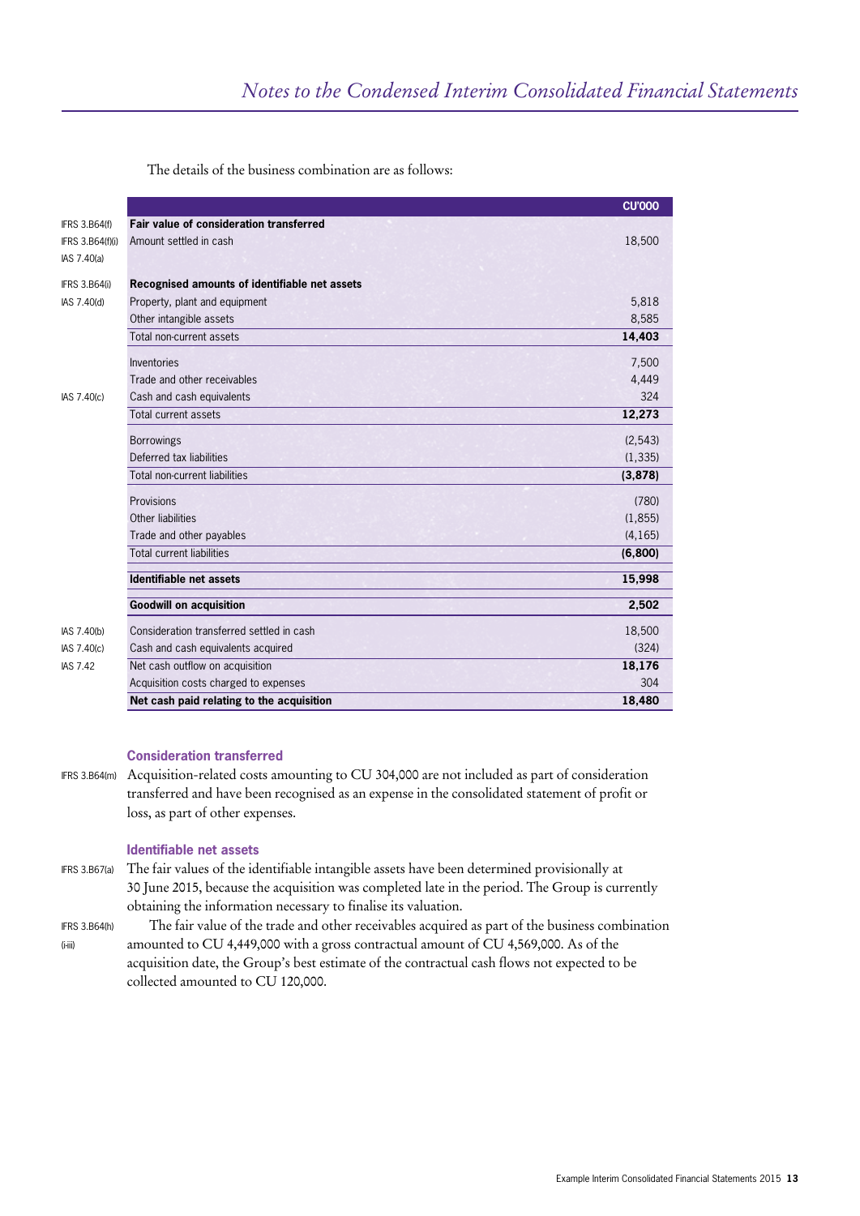The details of the business combination are as follows:

| | | CU'000 |
|---|---|---|
| IFRS 3.B64(f) | **Fair value of consideration transferred** | |
| IFRS 3.B64(f)(i) IAS 7.40(a) | Amount settled in cash | 18,500 |
| IFRS 3.B64(i) | **Recognised amounts of identifiable net assets** | |
| IAS 7.40(d) | Property, plant and equipment | 5,818 |
| | Other intangible assets | 8,585 |
| | Total non-current assets | **14,403** |
| | Inventories | 7,500 |
| | Trade and other receivables | 4,449 |
| IAS 7.40(c) | Cash and cash equivalents | 324 |
| | Total current assets | **12,273** |
| | Borrowings | (2,543) |
| | Deferred tax liabilities | (1,335) |
| | Total non-current liabilities | **(3,878)** |
| | Provisions | (780) |
| | Other liabilities | (1,855) |
| | Trade and other payables | (4,165) |
| | Total current liabilities | **(6,800)** |
| | **Identifiable net assets** | **15,998** |
| | **Goodwill on acquisition** | **2,502** |
| IAS 7.40(b) | Consideration transferred settled in cash | 18,500 |
| IAS 7.40(c) | Cash and cash equivalents acquired | (324) |
| IAS 7.42 | Net cash outflow on acquisition | **18,176** |
| | Acquisition costs charged to expenses | 304 |
| | **Net cash paid relating to the acquisition** | **18,480** |

### Consideration transferred

IFRS 3.B64(m) Acquisition-related costs amounting to CU 304,000 are not included as part of consideration transferred and have been recognised as an expense in the consolidated statement of profit or loss, as part of other expenses.

### Identifiable net assets

IFRS 3.B67(a) The fair values of the identifiable intangible assets have been determined provisionally at 30 June 2015, because the acquisition was completed late in the period. The Group is currently obtaining the information necessary to finalise its valuation.

IFRS 3.B64(h)(i-iii) The fair value of the trade and other receivables acquired as part of the business combination amounted to CU 4,449,000 with a gross contractual amount of CU 4,569,000. As of the acquisition date, the Group's best estimate of the contractual cash flows not expected to be collected amounted to CU 120,000.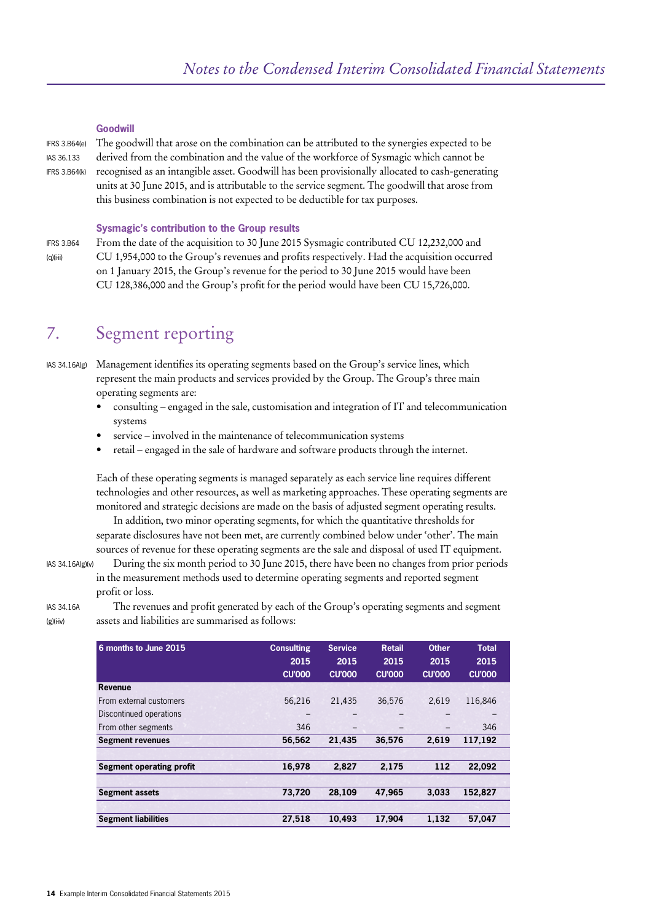### Goodwill

IFRS 3.B64(e)
IAS 36.133
IFRS 3.B64(k)

The goodwill that arose on the combination can be attributed to the synergies expected to be derived from the combination and the value of the workforce of Sysmagic which cannot be recognised as an intangible asset. Goodwill has been provisionally allocated to cash-generating units at 30 June 2015, and is attributable to the service segment. The goodwill that arose from this business combination is not expected to be deductible for tax purposes.

### Sysmagic's contribution to the Group results

IFRS 3.B64 (q)(i-ii)

From the date of the acquisition to 30 June 2015 Sysmagic contributed CU 12,232,000 and CU 1,954,000 to the Group's revenues and profits respectively. Had the acquisition occurred on 1 January 2015, the Group's revenue for the period to 30 June 2015 would have been CU 128,386,000 and the Group's profit for the period would have been CU 15,726,000.

## 7. Segment reporting

IAS 34.16A(g)

Management identifies its operating segments based on the Group's service lines, which represent the main products and services provided by the Group. The Group's three main operating segments are:

- consulting – engaged in the sale, customisation and integration of IT and telecommunication systems
- service – involved in the maintenance of telecommunication systems
- retail – engaged in the sale of hardware and software products through the internet.

Each of these operating segments is managed separately as each service line requires different technologies and other resources, as well as marketing approaches. These operating segments are monitored and strategic decisions are made on the basis of adjusted segment operating results.

In addition, two minor operating segments, for which the quantitative thresholds for separate disclosures have not been met, are currently combined below under 'other'. The main sources of revenue for these operating segments are the sale and disposal of used IT equipment.

IAS 34.16A(g)(v)

During the six month period to 30 June 2015, there have been no changes from prior periods in the measurement methods used to determine operating segments and reported segment profit or loss.

IAS 34.16A (g)(i-iv)

The revenues and profit generated by each of the Group's operating segments and segment assets and liabilities are summarised as follows:

| 6 months to June 2015 | Consulting 2015 CU'000 | Service 2015 CU'000 | Retail 2015 CU'000 | Other 2015 CU'000 | Total 2015 CU'000 |
|---|---|---|---|---|---|
| **Revenue** | | | | | |
| From external customers | 56,216 | 21,435 | 36,576 | 2,619 | 116,846 |
| Discontinued operations | – | – | – | – | – |
| From other segments | 346 | – | – | – | 346 |
| **Segment revenues** | **56,562** | **21,435** | **36,576** | **2,619** | **117,192** |
| **Segment operating profit** | **16,978** | **2,827** | **2,175** | **112** | **22,092** |
| **Segment assets** | **73,720** | **28,109** | **47,965** | **3,033** | **152,827** |
| **Segment liabilities** | **27,518** | **10,493** | **17,904** | **1,132** | **57,047** |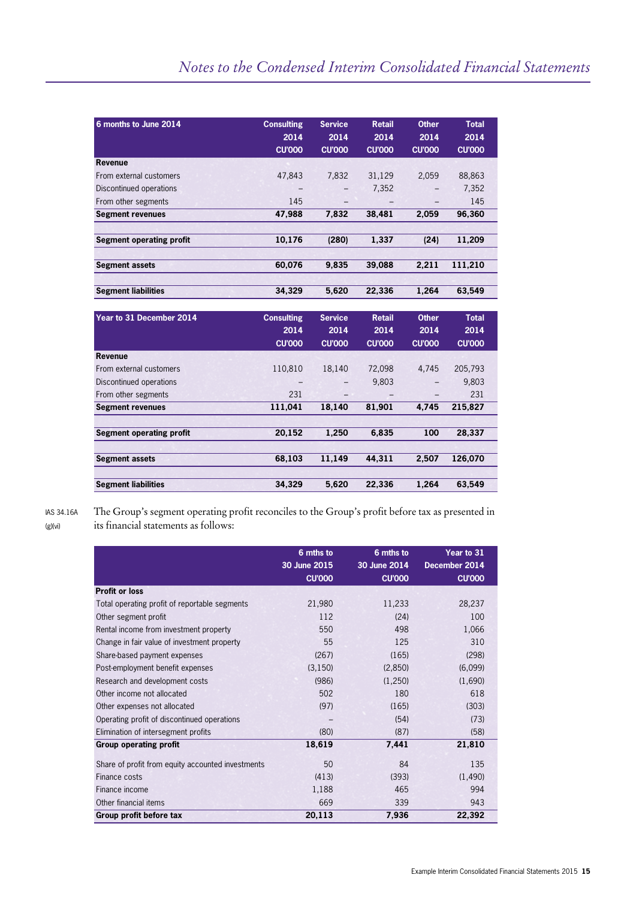| 6 months to June 2014 | Consulting 2014 CU'000 | Service 2014 CU'000 | Retail 2014 CU'000 | Other 2014 CU'000 | Total 2014 CU'000 |
|---|---|---|---|---|---|
| **Revenue** | | | | | |
| From external customers | 47,843 | 7,832 | 31,129 | 2,059 | 88,863 |
| Discontinued operations | – | – | 7,352 | – | 7,352 |
| From other segments | 145 | – | – | – | 145 |
| **Segment revenues** | **47,988** | **7,832** | **38,481** | **2,059** | **96,360** |
| **Segment operating profit** | **10,176** | **(280)** | **1,337** | **(24)** | **11,209** |
| **Segment assets** | **60,076** | **9,835** | **39,088** | **2,211** | **111,210** |
| **Segment liabilities** | **34,329** | **5,620** | **22,336** | **1,264** | **63,549** |

| Year to 31 December 2014 | Consulting 2014 CU'000 | Service 2014 CU'000 | Retail 2014 CU'000 | Other 2014 CU'000 | Total 2014 CU'000 |
|---|---|---|---|---|---|
| **Revenue** | | | | | |
| From external customers | 110,810 | 18,140 | 72,098 | 4,745 | 205,793 |
| Discontinued operations | – | – | 9,803 | – | 9,803 |
| From other segments | 231 | – | – | – | 231 |
| **Segment revenues** | **111,041** | **18,140** | **81,901** | **4,745** | **215,827** |
| **Segment operating profit** | **20,152** | **1,250** | **6,835** | **100** | **28,337** |
| **Segment assets** | **68,103** | **11,149** | **44,311** | **2,507** | **126,070** |
| **Segment liabilities** | **34,329** | **5,620** | **22,336** | **1,264** | **63,549** |

IAS 34.16A (g)(vi)

The Group's segment operating profit reconciles to the Group's profit before tax as presented in its financial statements as follows:

| | 6 mths to 30 June 2015 CU'000 | 6 mths to 30 June 2014 CU'000 | Year to 31 December 2014 CU'000 |
|---|---|---|---|
| **Profit or loss** | | | |
| Total operating profit of reportable segments | 21,980 | 11,233 | 28,237 |
| Other segment profit | 112 | (24) | 100 |
| Rental income from investment property | 550 | 498 | 1,066 |
| Change in fair value of investment property | 55 | 125 | 310 |
| Share-based payment expenses | (267) | (165) | (298) |
| Post-employment benefit expenses | (3,150) | (2,850) | (6,099) |
| Research and development costs | (986) | (1,250) | (1,690) |
| Other income not allocated | 502 | 180 | 618 |
| Other expenses not allocated | (97) | (165) | (303) |
| Operating profit of discontinued operations | – | (54) | (73) |
| Elimination of intersegment profits | (80) | (87) | (58) |
| **Group operating profit** | **18,619** | **7,441** | **21,810** |
| Share of profit from equity accounted investments | 50 | 84 | 135 |
| Finance costs | (413) | (393) | (1,490) |
| Finance income | 1,188 | 465 | 994 |
| Other financial items | 669 | 339 | 943 |
| **Group profit before tax** | **20,113** | **7,936** | **22,392** |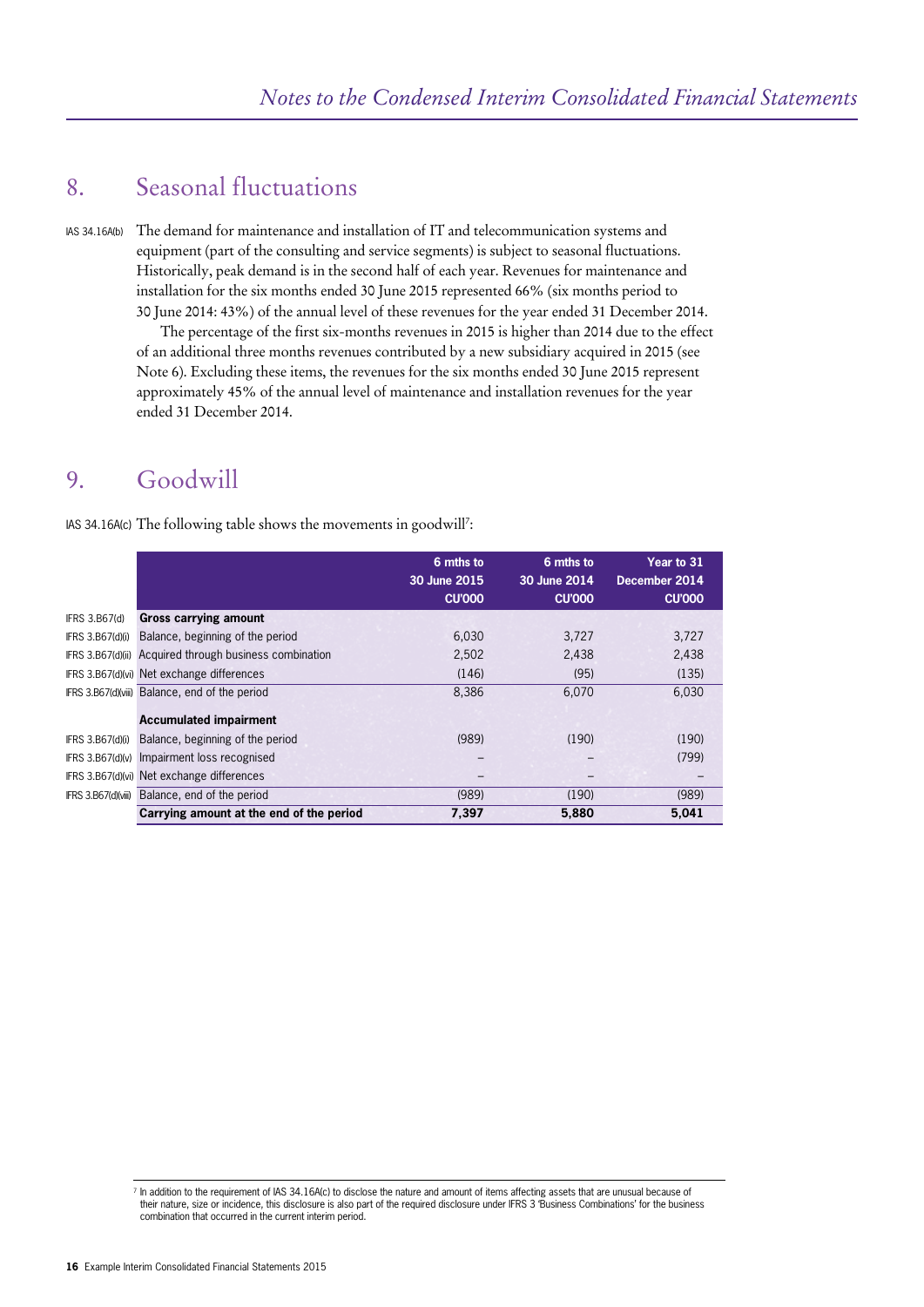## 8. Seasonal fluctuations

IAS 34.16A(b) The demand for maintenance and installation of IT and telecommunication systems and equipment (part of the consulting and service segments) is subject to seasonal fluctuations. Historically, peak demand is in the second half of each year. Revenues for maintenance and installation for the six months ended 30 June 2015 represented 66% (six months period to 30 June 2014: 43%) of the annual level of these revenues for the year ended 31 December 2014.

The percentage of the first six-months revenues in 2015 is higher than 2014 due to the effect of an additional three months revenues contributed by a new subsidiary acquired in 2015 (see Note 6). Excluding these items, the revenues for the six months ended 30 June 2015 represent approximately 45% of the annual level of maintenance and installation revenues for the year ended 31 December 2014.

## 9. Goodwill

IAS 34.16A(c) The following table shows the movements in goodwill[7]:

| | | 6 mths to 30 June 2015 CU'000 | 6 mths to 30 June 2014 CU'000 | Year to 31 December 2014 CU'000 |
|---|---|---|---|---|
| IFRS 3.B67(d) | **Gross carrying amount** | | | |
| IFRS 3.B67(d)(i) | Balance, beginning of the period | 6,030 | 3,727 | 3,727 |
| IFRS 3.B67(d)(ii) | Acquired through business combination | 2,502 | 2,438 | 2,438 |
| IFRS 3.B67(d)(vi) | Net exchange differences | (146) | (95) | (135) |
| IFRS 3.B67(d)(viii) | Balance, end of the period | 8,386 | 6,070 | 6,030 |
| | **Accumulated impairment** | | | |
| IFRS 3.B67(d)(i) | Balance, beginning of the period | (989) | (190) | (190) |
| IFRS 3.B67(d)(v) | Impairment loss recognised | – | – | (799) |
| IFRS 3.B67(d)(vi) | Net exchange differences | – | – | – |
| IFRS 3.B67(d)(viii) | Balance, end of the period | (989) | (190) | (989) |
| | **Carrying amount at the end of the period** | **7,397** | **5,880** | **5,041** |

[7] In addition to the requirement of IAS 34.16A(c) to disclose the nature and amount of items affecting assets that are unusual because of their nature, size or incidence, this disclosure is also part of the required disclosure under IFRS 3 'Business Combinations' for the business combination that occurred in the current interim period.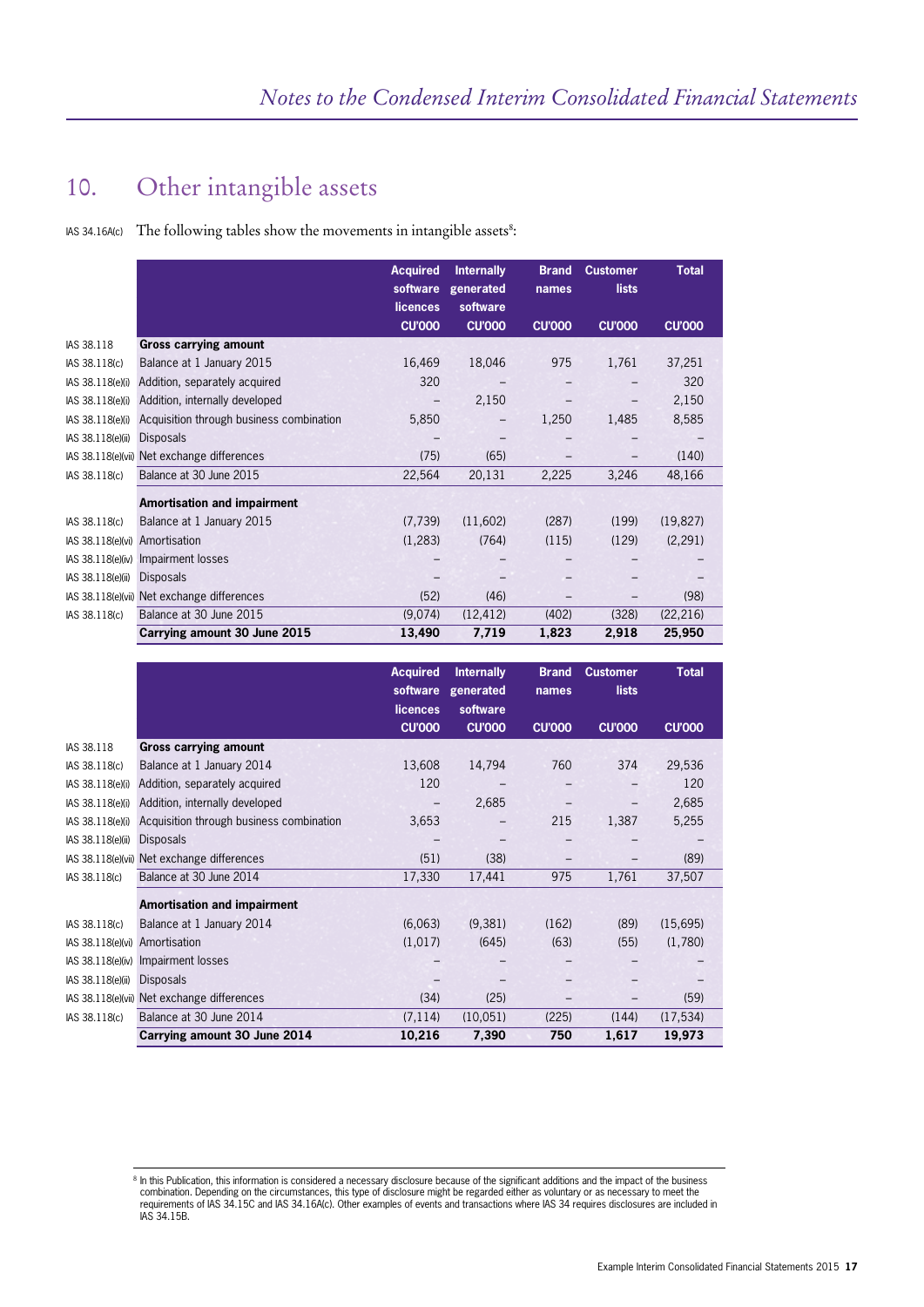## 10. Other intangible assets

IAS 34.16A(c) The following tables show the movements in intangible assets[8]:

| | | Acquired software licences CU'000 | Internally generated software CU'000 | Brand names CU'000 | Customer lists CU'000 | Total CU'000 |
|---|---|---|---|---|---|---|
| IAS 38.118 | **Gross carrying amount** | | | | | |
| IAS 38.118(c) | Balance at 1 January 2015 | 16,469 | 18,046 | 975 | 1,761 | 37,251 |
| IAS 38.118(e)(i) | Addition, separately acquired | 320 | – | – | – | 320 |
| IAS 38.118(e)(i) | Addition, internally developed | – | 2,150 | – | – | 2,150 |
| IAS 38.118(e)(i) | Acquisition through business combination | 5,850 | – | 1,250 | 1,485 | 8,585 |
| IAS 38.118(e)(ii) | Disposals | – | – | – | – | – |
| IAS 38.118(e)(vii) | Net exchange differences | (75) | (65) | – | – | (140) |
| IAS 38.118(c) | Balance at 30 June 2015 | 22,564 | 20,131 | 2,225 | 3,246 | 48,166 |
| | **Amortisation and impairment** | | | | | |
| IAS 38.118(c) | Balance at 1 January 2015 | (7,739) | (11,602) | (287) | (199) | (19,827) |
| IAS 38.118(e)(vi) | Amortisation | (1,283) | (764) | (115) | (129) | (2,291) |
| IAS 38.118(e)(iv) | Impairment losses | – | – | – | – | – |
| IAS 38.118(e)(ii) | Disposals | – | – | – | – | – |
| IAS 38.118(e)(vii) | Net exchange differences | (52) | (46) | – | – | (98) |
| IAS 38.118(c) | Balance at 30 June 2015 | (9,074) | (12,412) | (402) | (328) | (22,216) |
| | **Carrying amount 30 June 2015** | **13,490** | **7,719** | **1,823** | **2,918** | **25,950** |

| | | Acquired software licences CU'000 | Internally generated software CU'000 | Brand names CU'000 | Customer lists CU'000 | Total CU'000 |
|---|---|---|---|---|---|---|
| IAS 38.118 | **Gross carrying amount** | | | | | |
| IAS 38.118(c) | Balance at 1 January 2014 | 13,608 | 14,794 | 760 | 374 | 29,536 |
| IAS 38.118(e)(i) | Addition, separately acquired | 120 | – | – | – | 120 |
| IAS 38.118(e)(i) | Addition, internally developed | – | 2,685 | – | – | 2,685 |
| IAS 38.118(e)(i) | Acquisition through business combination | 3,653 | – | 215 | 1,387 | 5,255 |
| IAS 38.118(e)(ii) | Disposals | – | – | – | – | – |
| IAS 38.118(e)(vii) | Net exchange differences | (51) | (38) | – | – | (89) |
| IAS 38.118(c) | Balance at 30 June 2014 | 17,330 | 17,441 | 975 | 1,761 | 37,507 |
| | **Amortisation and impairment** | | | | | |
| IAS 38.118(c) | Balance at 1 January 2014 | (6,063) | (9,381) | (162) | (89) | (15,695) |
| IAS 38.118(e)(vi) | Amortisation | (1,017) | (645) | (63) | (55) | (1,780) |
| IAS 38.118(e)(iv) | Impairment losses | – | – | – | – | – |
| IAS 38.118(e)(ii) | Disposals | – | – | – | – | – |
| IAS 38.118(e)(vii) | Net exchange differences | (34) | (25) | – | – | (59) |
| IAS 38.118(c) | Balance at 30 June 2014 | (7,114) | (10,051) | (225) | (144) | (17,534) |
| | **Carrying amount 30 June 2014** | **10,216** | **7,390** | **750** | **1,617** | **19,973** |

[8] In this Publication, this information is considered a necessary disclosure because of the significant additions and the impact of the business combination. Depending on the circumstances, this type of disclosure might be regarded either as voluntary or as necessary to meet the requirements of IAS 34.15C and IAS 34.16A(c). Other examples of events and transactions where IAS 34 requires disclosures are included in IAS 34.15B.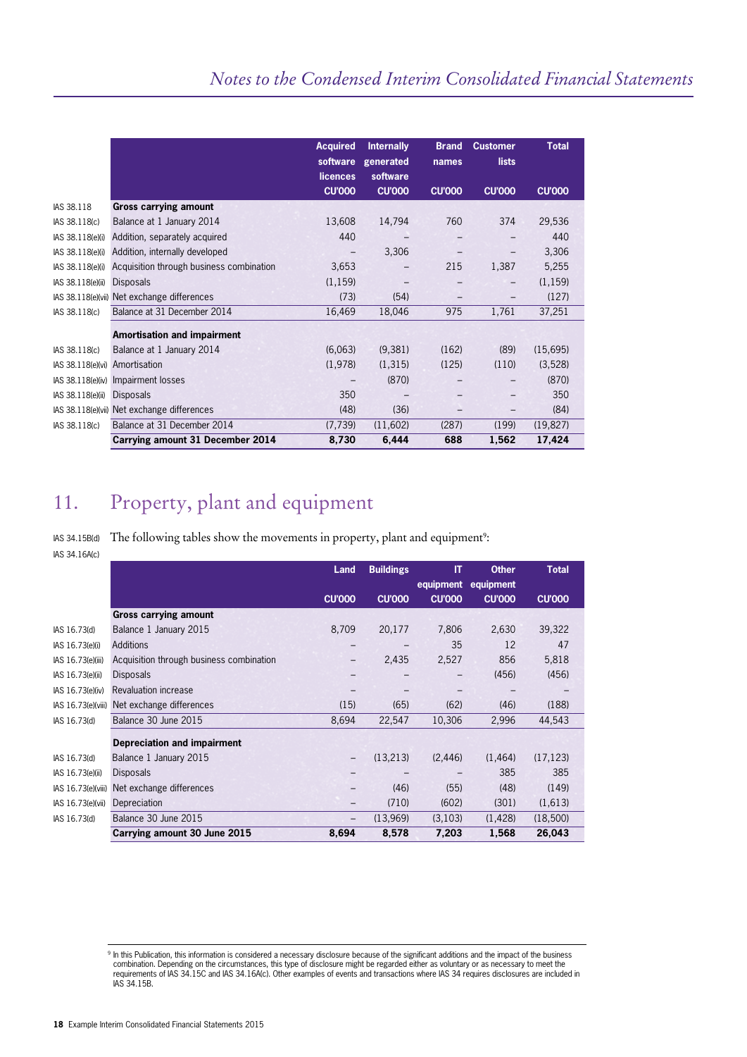| | | Acquired software licences CU'000 | Internally generated software CU'000 | Brand names CU'000 | Customer lists CU'000 | Total CU'000 |
|---|---|---|---|---|---|---|
| IAS 38.118 | **Gross carrying amount** | | | | | |
| IAS 38.118(c) | Balance at 1 January 2014 | 13,608 | 14,794 | 760 | 374 | 29,536 |
| IAS 38.118(e)(i) | Addition, separately acquired | 440 | – | – | – | 440 |
| IAS 38.118(e)(i) | Addition, internally developed | – | 3,306 | – | – | 3,306 |
| IAS 38.118(e)(i) | Acquisition through business combination | 3,653 | – | 215 | 1,387 | 5,255 |
| IAS 38.118(e)(ii) | Disposals | (1,159) | – | – | – | (1,159) |
| IAS 38.118(e)(vii) | Net exchange differences | (73) | (54) | – | – | (127) |
| IAS 38.118(c) | Balance at 31 December 2014 | 16,469 | 18,046 | 975 | 1,761 | 37,251 |
| | **Amortisation and impairment** | | | | | |
| IAS 38.118(c) | Balance at 1 January 2014 | (6,063) | (9,381) | (162) | (89) | (15,695) |
| IAS 38.118(e)(vi) | Amortisation | (1,978) | (1,315) | (125) | (110) | (3,528) |
| IAS 38.118(e)(iv) | Impairment losses | – | (870) | – | – | (870) |
| IAS 38.118(e)(ii) | Disposals | 350 | – | – | – | 350 |
| IAS 38.118(e)(vii) | Net exchange differences | (48) | (36) | – | – | (84) |
| IAS 38.118(c) | Balance at 31 December 2014 | (7,739) | (11,602) | (287) | (199) | (19,827) |
| | **Carrying amount 31 December 2014** | **8,730** | **6,444** | **688** | **1,562** | **17,424** |

## 11. Property, plant and equipment

IAS 34.15B(d)
IAS 34.16A(c)

The following tables show the movements in property, plant and equipment[9]:

| | | Land CU'000 | Buildings CU'000 | IT equipment CU'000 | Other equipment CU'000 | Total CU'000 |
|---|---|---|---|---|---|---|
| | **Gross carrying amount** | | | | | |
| IAS 16.73(d) | Balance 1 January 2015 | 8,709 | 20,177 | 7,806 | 2,630 | 39,322 |
| IAS 16.73(e)(i) | Additions | – | – | 35 | 12 | 47 |
| IAS 16.73(e)(iii) | Acquisition through business combination | – | 2,435 | 2,527 | 856 | 5,818 |
| IAS 16.73(e)(ii) | Disposals | – | – | – | (456) | (456) |
| IAS 16.73(e)(iv) | Revaluation increase | – | – | – | – | – |
| IAS 16.73(e)(viii) | Net exchange differences | (15) | (65) | (62) | (46) | (188) |
| IAS 16.73(d) | Balance 30 June 2015 | 8,694 | 22,547 | 10,306 | 2,996 | 44,543 |
| | **Depreciation and impairment** | | | | | |
| IAS 16.73(d) | Balance 1 January 2015 | – | (13,213) | (2,446) | (1,464) | (17,123) |
| IAS 16.73(e)(ii) | Disposals | – | – | – | 385 | 385 |
| IAS 16.73(e)(viii) | Net exchange differences | – | (46) | (55) | (48) | (149) |
| IAS 16.73(e)(vii) | Depreciation | – | (710) | (602) | (301) | (1,613) |
| IAS 16.73(d) | Balance 30 June 2015 | – | (13,969) | (3,103) | (1,428) | (18,500) |
| | **Carrying amount 30 June 2015** | **8,694** | **8,578** | **7,203** | **1,568** | **26,043** |

[9] In this Publication, this information is considered a necessary disclosure because of the significant additions and the impact of the business combination. Depending on the circumstances, this type of disclosure might be regarded either as voluntary or as necessary to meet the requirements of IAS 34.15C and IAS 34.16A(c). Other examples of events and transactions where IAS 34 requires disclosures are included in IAS 34.15B.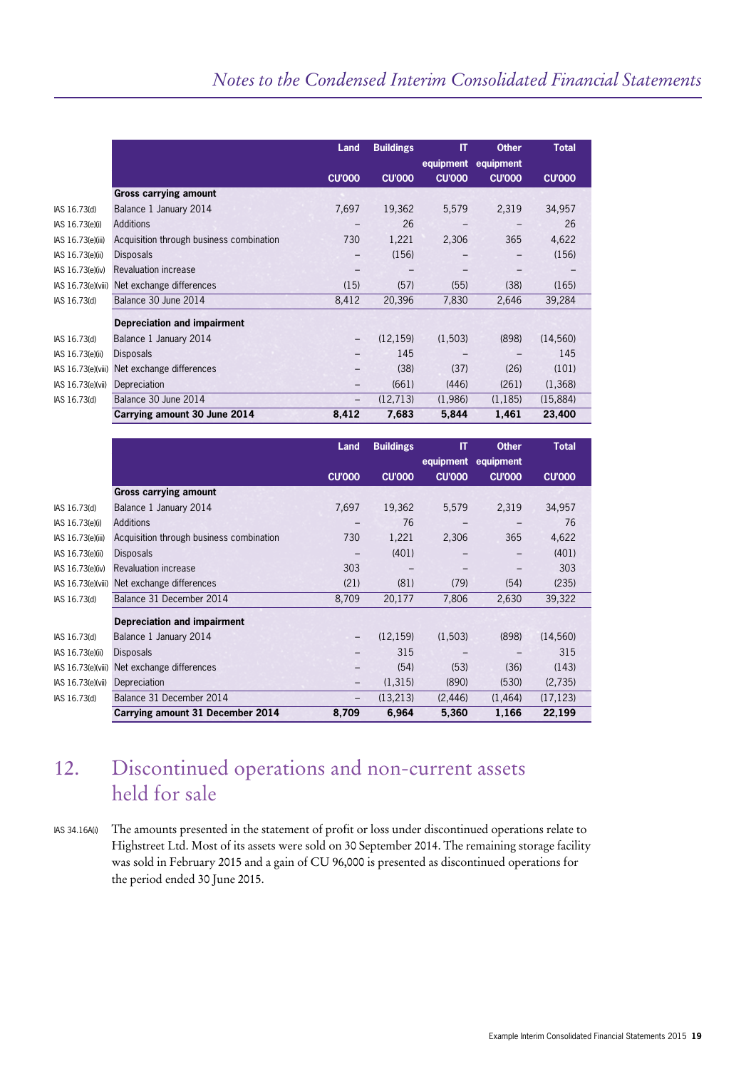| | | Land | Buildings | IT equipment | Other equipment | Total |
|---|---|---|---|---|---|---|
| | | CU'000 | CU'000 | CU'000 | CU'000 | CU'000 |
| | **Gross carrying amount** | | | | | |
| IAS 16.73(d) | Balance 1 January 2014 | 7,697 | 19,362 | 5,579 | 2,319 | 34,957 |
| IAS 16.73(e)(i) | Additions | – | 26 | – | – | 26 |
| IAS 16.73(e)(iii) | Acquisition through business combination | 730 | 1,221 | 2,306 | 365 | 4,622 |
| IAS 16.73(e)(ii) | Disposals | – | (156) | – | – | (156) |
| IAS 16.73(e)(iv) | Revaluation increase | – | – | – | – | – |
| IAS 16.73(e)(viii) | Net exchange differences | (15) | (57) | (55) | (38) | (165) |
| IAS 16.73(d) | Balance 30 June 2014 | 8,412 | 20,396 | 7,830 | 2,646 | 39,284 |
| | **Depreciation and impairment** | | | | | |
| IAS 16.73(d) | Balance 1 January 2014 | – | (12,159) | (1,503) | (898) | (14,560) |
| IAS 16.73(e)(ii) | Disposals | – | 145 | – | – | 145 |
| IAS 16.73(e)(viii) | Net exchange differences | – | (38) | (37) | (26) | (101) |
| IAS 16.73(e)(vii) | Depreciation | – | (661) | (446) | (261) | (1,368) |
| IAS 16.73(d) | Balance 30 June 2014 | – | (12,713) | (1,986) | (1,185) | (15,884) |
| | **Carrying amount 30 June 2014** | **8,412** | **7,683** | **5,844** | **1,461** | **23,400** |

| | | Land | Buildings | IT equipment | Other equipment | Total |
|---|---|---|---|---|---|---|
| | | CU'000 | CU'000 | CU'000 | CU'000 | CU'000 |
| | **Gross carrying amount** | | | | | |
| IAS 16.73(d) | Balance 1 January 2014 | 7,697 | 19,362 | 5,579 | 2,319 | 34,957 |
| IAS 16.73(e)(i) | Additions | – | 76 | – | – | 76 |
| IAS 16.73(e)(iii) | Acquisition through business combination | 730 | 1,221 | 2,306 | 365 | 4,622 |
| IAS 16.73(e)(ii) | Disposals | – | (401) | – | – | (401) |
| IAS 16.73(e)(iv) | Revaluation increase | 303 | – | – | – | 303 |
| IAS 16.73(e)(viii) | Net exchange differences | (21) | (81) | (79) | (54) | (235) |
| IAS 16.73(d) | Balance 31 December 2014 | 8,709 | 20,177 | 7,806 | 2,630 | 39,322 |
| | **Depreciation and impairment** | | | | | |
| IAS 16.73(d) | Balance 1 January 2014 | – | (12,159) | (1,503) | (898) | (14,560) |
| IAS 16.73(e)(ii) | Disposals | – | 315 | – | – | 315 |
| IAS 16.73(e)(viii) | Net exchange differences | – | (54) | (53) | (36) | (143) |
| IAS 16.73(e)(vii) | Depreciation | – | (1,315) | (890) | (530) | (2,735) |
| IAS 16.73(d) | Balance 31 December 2014 | – | (13,213) | (2,446) | (1,464) | (17,123) |
| | **Carrying amount 31 December 2014** | **8,709** | **6,964** | **5,360** | **1,166** | **22,199** |

## 12. Discontinued operations and non-current assets held for sale

IAS 34.16A(i)

The amounts presented in the statement of profit or loss under discontinued operations relate to Highstreet Ltd. Most of its assets were sold on 30 September 2014. The remaining storage facility was sold in February 2015 and a gain of CU 96,000 is presented as discontinued operations for the period ended 30 June 2015.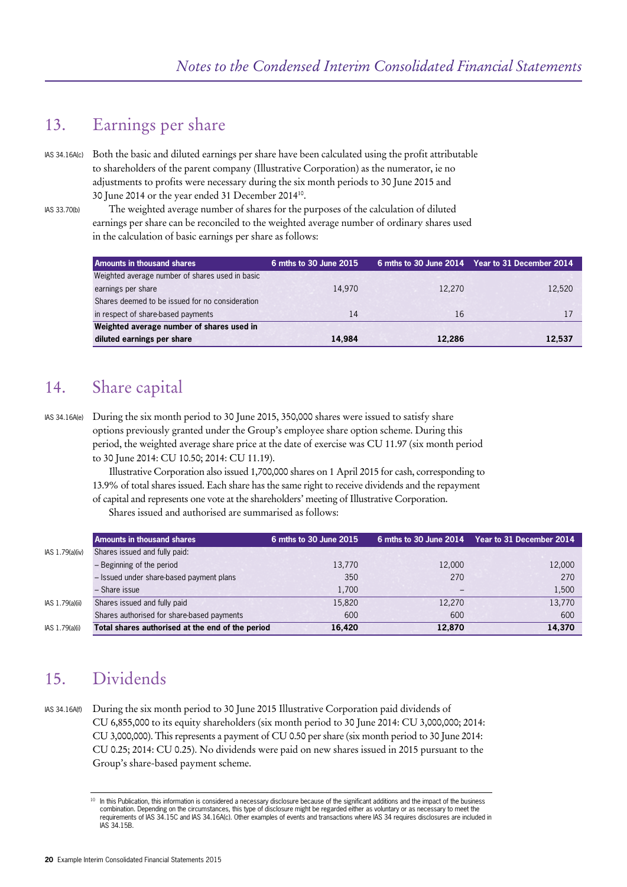## 13. Earnings per share

IAS 34.16A(c) Both the basic and diluted earnings per share have been calculated using the profit attributable to shareholders of the parent company (Illustrative Corporation) as the numerator, ie no adjustments to profits were necessary during the six month periods to 30 June 2015 and 30 June 2014 or the year ended 31 December 2014[10].

IAS 33.70(b) The weighted average number of shares for the purposes of the calculation of diluted earnings per share can be reconciled to the weighted average number of ordinary shares used in the calculation of basic earnings per share as follows:

| Amounts in thousand shares | 6 mths to 30 June 2015 | 6 mths to 30 June 2014 | Year to 31 December 2014 |
|---|---|---|---|
| Weighted average number of shares used in basic earnings per share | 14,970 | 12,270 | 12,520 |
| Shares deemed to be issued for no consideration in respect of share-based payments | 14 | 16 | 17 |
| **Weighted average number of shares used in diluted earnings per share** | **14,984** | **12,286** | **12,537** |

## 14. Share capital

IAS 34.16A(e) During the six month period to 30 June 2015, 350,000 shares were issued to satisfy share options previously granted under the Group's employee share option scheme. During this period, the weighted average share price at the date of exercise was CU 11.97 (six month period to 30 June 2014: CU 10.50; 2014: CU 11.19).

Illustrative Corporation also issued 1,700,000 shares on 1 April 2015 for cash, corresponding to 13.9% of total shares issued. Each share has the same right to receive dividends and the repayment of capital and represents one vote at the shareholders' meeting of Illustrative Corporation.

Shares issued and authorised are summarised as follows:

| | Amounts in thousand shares | 6 mths to 30 June 2015 | 6 mths to 30 June 2014 | Year to 31 December 2014 |
|---|---|---|---|---|
| IAS 1.79(a)(iv) | Shares issued and fully paid: | | | |
| | – Beginning of the period | 13,770 | 12,000 | 12,000 |
| | – Issued under share-based payment plans | 350 | 270 | 270 |
| | – Share issue | 1,700 | – | 1,500 |
| IAS 1.79(a)(ii) | Shares issued and fully paid | 15,820 | 12,270 | 13,770 |
| | Shares authorised for share-based payments | 600 | 600 | 600 |
| IAS 1.79(a)(i) | **Total shares authorised at the end of the period** | **16,420** | **12,870** | **14,370** |

## 15. Dividends

IAS 34.16A(f) During the six month period to 30 June 2015 Illustrative Corporation paid dividends of CU 6,855,000 to its equity shareholders (six month period to 30 June 2014: CU 3,000,000; 2014: CU 3,000,000). This represents a payment of CU 0.50 per share (six month period to 30 June 2014: CU 0.25; 2014: CU 0.25). No dividends were paid on new shares issued in 2015 pursuant to the Group's share-based payment scheme.

[10] In this Publication, this information is considered a necessary disclosure because of the significant additions and the impact of the business combination. Depending on the circumstances, this type of disclosure might be regarded either as voluntary or as necessary to meet the requirements of IAS 34.15C and IAS 34.16A(c). Other examples of events and transactions where IAS 34 requires disclosures are included in IAS 34.15B.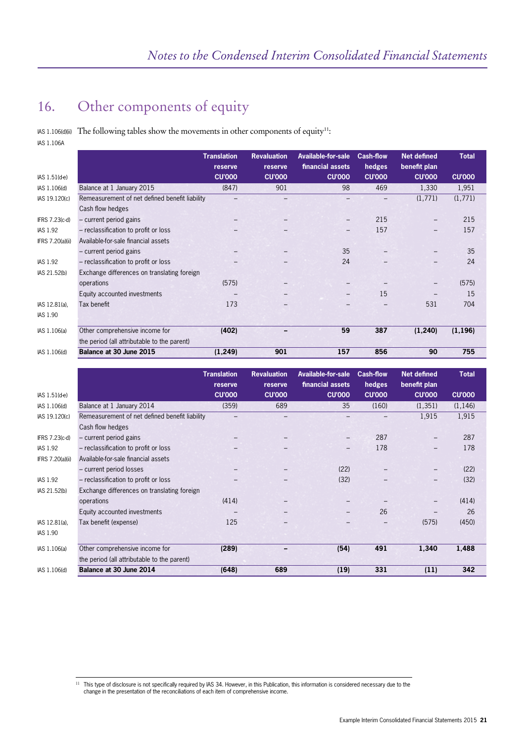## 16. Other components of equity

IAS 1.106(d)(ii) IAS 1.106A The following tables show the movements in other components of equity[11]:

| | | Translation reserve CU'000 | Revaluation reserve CU'000 | Available-for-sale financial assets CU'000 | Cash-flow hedges CU'000 | Net defined benefit plan CU'000 | Total CU'000 |
|---|---|---|---|---|---|---|---|
| IAS 1.51(d-e) | | | | | | | |
| IAS 1.106(d) | Balance at 1 January 2015 | (847) | 901 | 98 | 469 | 1,330 | 1,951 |
| IAS 19.120(c) | Remeasurement of net defined benefit liability | – | – | – | – | (1,771) | (1,771) |
| | Cash flow hedges | | | | | | |
| IFRS 7.23(c-d) | – current period gains | – | – | – | 215 | – | 215 |
| IAS 1.92 | – reclassification to profit or loss | – | – | – | 157 | – | 157 |
| IFRS 7.20(a)(ii) | Available-for-sale financial assets | | | | | | |
| | – current period gains | – | – | 35 | – | – | 35 |
| IAS 1.92 | – reclassification to profit or loss | – | – | 24 | – | – | 24 |
| IAS 21.52(b) | Exchange differences on translating foreign operations | (575) | – | – | – | – | (575) |
| | Equity accounted investments | – | – | – | 15 | – | 15 |
| IAS 12.81(a), IAS 1.90 | Tax benefit | 173 | – | – | – | 531 | 704 |
| IAS 1.106(a) | **Other comprehensive income for the period (all attributable to the parent)** | **(402)** | **–** | **59** | **387** | **(1,240)** | **(1,196)** |
| IAS 1.106(d) | **Balance at 30 June 2015** | **(1,249)** | **901** | **157** | **856** | **90** | **755** |

| | | Translation reserve CU'000 | Revaluation reserve CU'000 | Available-for-sale financial assets CU'000 | Cash-flow hedges CU'000 | Net defined benefit plan CU'000 | Total CU'000 |
|---|---|---|---|---|---|---|---|
| IAS 1.51(d-e) | | | | | | | |
| IAS 1.106(d) | Balance at 1 January 2014 | (359) | 689 | 35 | (160) | (1,351) | (1,146) |
| IAS 19.120(c) | Remeasurement of net defined benefit liability | – | – | – | – | 1,915 | 1,915 |
| | Cash flow hedges | | | | | | |
| IFRS 7.23(c-d) | – current period gains | – | – | – | 287 | – | 287 |
| IAS 1.92 | – reclassification to profit or loss | – | – | – | 178 | – | 178 |
| IFRS 7.20(a)(ii) | Available-for-sale financial assets | | | | | | |
| | – current period losses | – | – | (22) | – | – | (22) |
| IAS 1.92 | – reclassification to profit or loss | – | – | (32) | – | – | (32) |
| IAS 21.52(b) | Exchange differences on translating foreign operations | (414) | – | – | – | – | (414) |
| | Equity accounted investments | – | – | – | 26 | – | 26 |
| IAS 12.81(a), IAS 1.90 | Tax benefit (expense) | 125 | – | – | – | (575) | (450) |
| IAS 1.106(a) | **Other comprehensive income for the period (all attributable to the parent)** | **(289)** | **–** | **(54)** | **491** | **1,340** | **1,488** |
| IAS 1.106(d) | **Balance at 30 June 2014** | **(648)** | **689** | **(19)** | **331** | **(11)** | **342** |

[11] This type of disclosure is not specifically required by IAS 34. However, in this Publication, this information is considered necessary due to the change in the presentation of the reconciliations of each item of comprehensive income.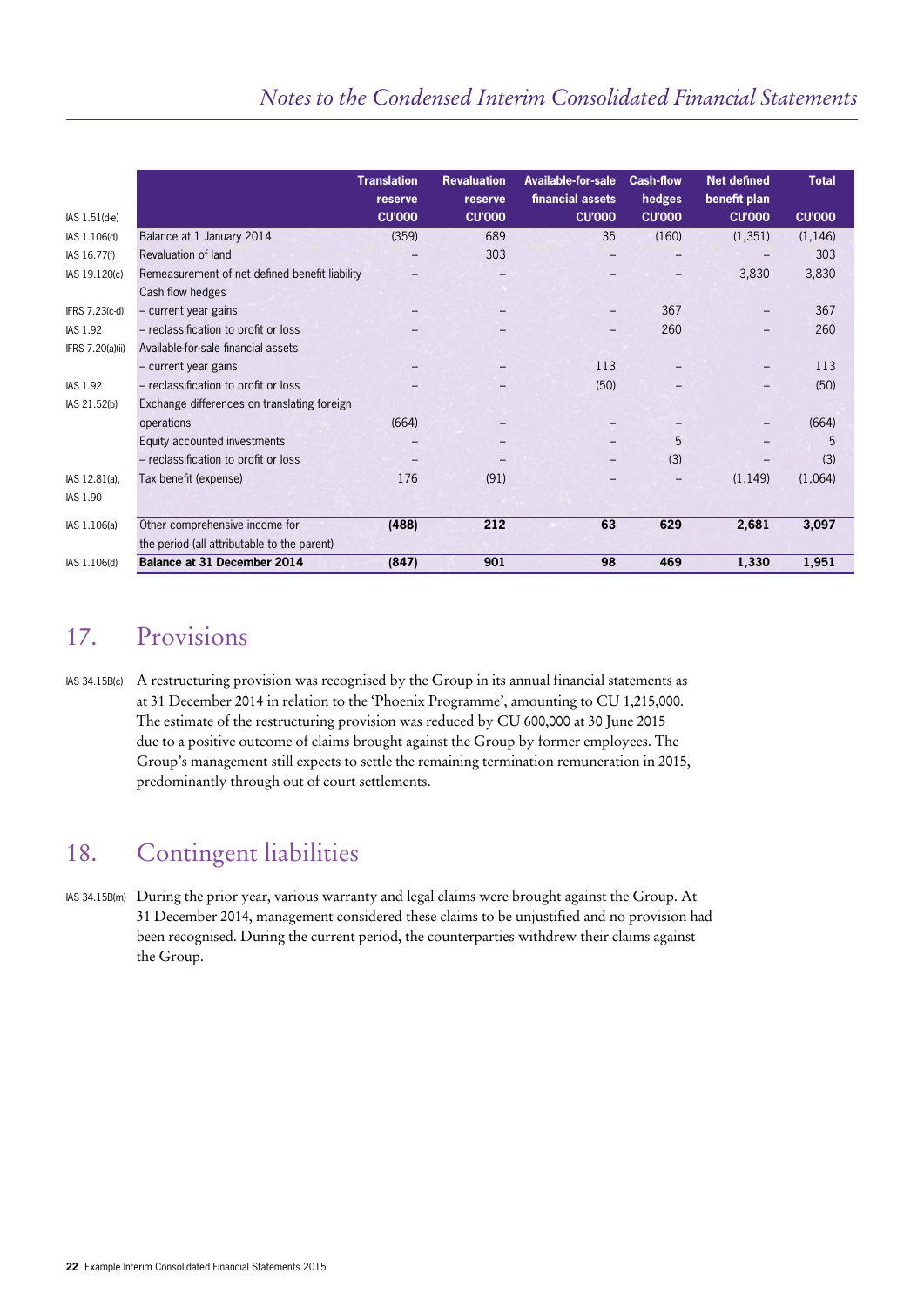| IAS 1.51(d-e) | | Translation reserve CU'000 | Revaluation reserve CU'000 | Available-for-sale financial assets CU'000 | Cash-flow hedges CU'000 | Net defined benefit plan CU'000 | Total CU'000 |
|---|---|---|---|---|---|---|---|
| IAS 1.106(d) | Balance at 1 January 2014 | (359) | 689 | 35 | (160) | (1,351) | (1,146) |
| IAS 16.77(f) | Revaluation of land | – | 303 | – | – | – | 303 |
| IAS 19.120(c) | Remeasurement of net defined benefit liability | – | – | – | – | 3,830 | 3,830 |
| | Cash flow hedges | | | | | | |
| IFRS 7.23(c-d) | – current year gains | – | – | – | 367 | – | 367 |
| IAS 1.92 | – reclassification to profit or loss | – | – | – | 260 | – | 260 |
| IFRS 7.20(a)(ii) | Available-for-sale financial assets | | | | | | |
| | – current year gains | – | – | 113 | – | – | 113 |
| IAS 1.92 | – reclassification to profit or loss | – | – | (50) | – | – | (50) |
| IAS 21.52(b) | Exchange differences on translating foreign operations | (664) | – | – | – | – | (664) |
| | Equity accounted investments | – | – | – | 5 | – | 5 |
| | – reclassification to profit or loss | – | – | – | (3) | – | (3) |
| IAS 12.81(a), IAS 1.90 | Tax benefit (expense) | 176 | (91) | – | – | (1,149) | (1,064) |
| IAS 1.106(a) | Other comprehensive income for the period (all attributable to the parent) | **(488)** | **212** | **63** | **629** | **2,681** | **3,097** |
| IAS 1.106(d) | **Balance at 31 December 2014** | **(847)** | **901** | **98** | **469** | **1,330** | **1,951** |

## 17. Provisions

IAS 34.15B(c) A restructuring provision was recognised by the Group in its annual financial statements as at 31 December 2014 in relation to the 'Phoenix Programme', amounting to CU 1,215,000. The estimate of the restructuring provision was reduced by CU 600,000 at 30 June 2015 due to a positive outcome of claims brought against the Group by former employees. The Group's management still expects to settle the remaining termination remuneration in 2015, predominantly through out of court settlements.

## 18. Contingent liabilities

IAS 34.15B(m) During the prior year, various warranty and legal claims were brought against the Group. At 31 December 2014, management considered these claims to be unjustified and no provision had been recognised. During the current period, the counterparties withdrew their claims against the Group.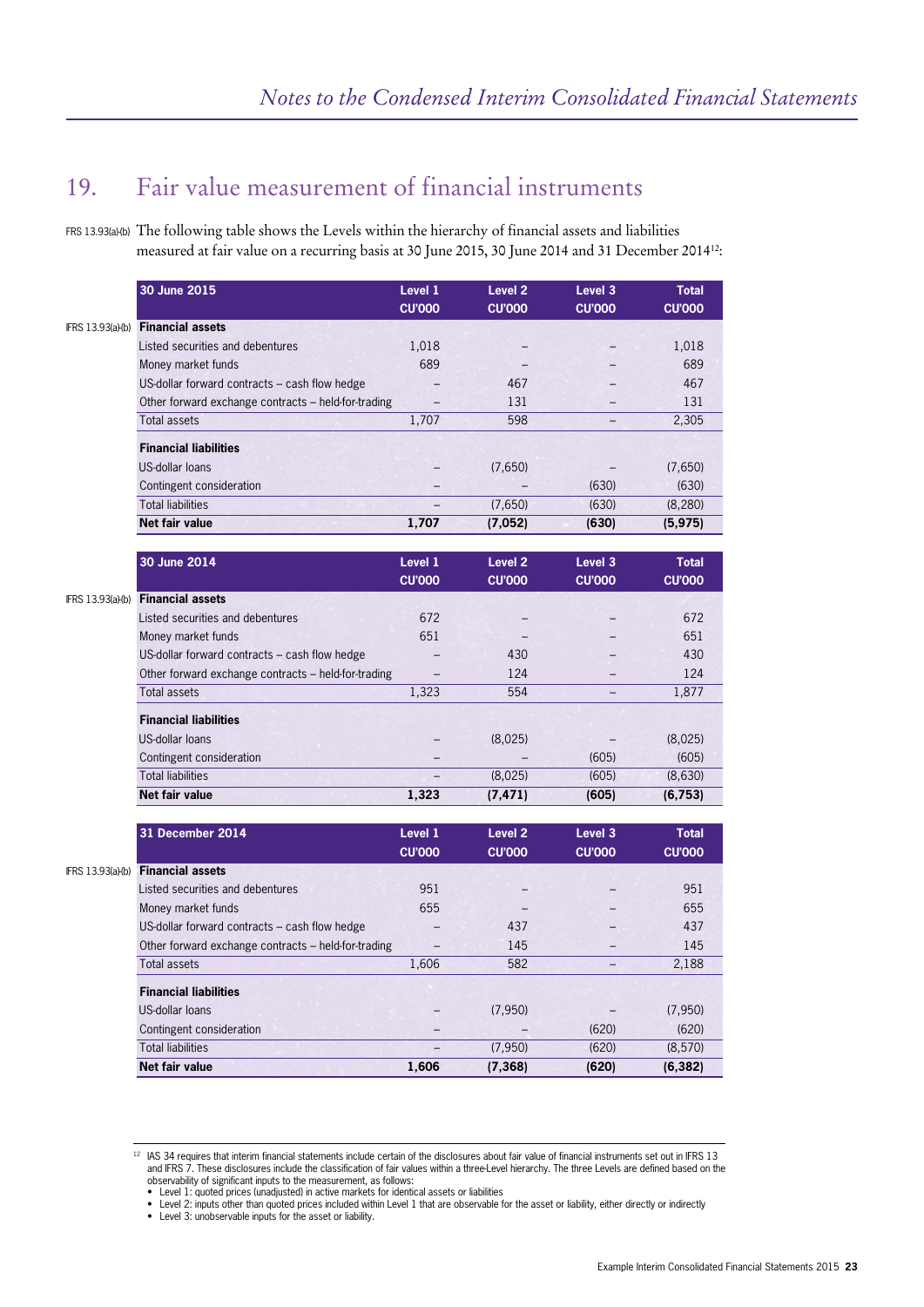## 19. Fair value measurement of financial instruments

IFRS 13.93(a)(b) The following table shows the Levels within the hierarchy of financial assets and liabilities measured at fair value on a recurring basis at 30 June 2015, 30 June 2014 and 31 December 2014[12]:

| 30 June 2015 | Level 1 CU'000 | Level 2 CU'000 | Level 3 CU'000 | Total CU'000 |
|---|---|---|---|---|
| **Financial assets** | | | | |
| Listed securities and debentures | 1,018 | – | – | 1,018 |
| Money market funds | 689 | – | – | 689 |
| US-dollar forward contracts – cash flow hedge | – | 467 | – | 467 |
| Other forward exchange contracts – held-for-trading | – | 131 | – | 131 |
| Total assets | 1,707 | 598 | – | 2,305 |
| **Financial liabilities** | | | | |
| US-dollar loans | – | (7,650) | – | (7,650) |
| Contingent consideration | – | – | (630) | (630) |
| Total liabilities | – | (7,650) | (630) | (8,280) |
| **Net fair value** | **1,707** | **(7,052)** | **(630)** | **(5,975)** |

| 30 June 2014 | Level 1 CU'000 | Level 2 CU'000 | Level 3 CU'000 | Total CU'000 |
|---|---|---|---|---|
| **Financial assets** | | | | |
| Listed securities and debentures | 672 | – | – | 672 |
| Money market funds | 651 | – | – | 651 |
| US-dollar forward contracts – cash flow hedge | – | 430 | – | 430 |
| Other forward exchange contracts – held-for-trading | – | 124 | – | 124 |
| Total assets | 1,323 | 554 | – | 1,877 |
| **Financial liabilities** | | | | |
| US-dollar loans | – | (8,025) | – | (8,025) |
| Contingent consideration | – | – | (605) | (605) |
| Total liabilities | – | (8,025) | (605) | (8,630) |
| **Net fair value** | **1,323** | **(7,471)** | **(605)** | **(6,753)** |

| 31 December 2014 | Level 1 CU'000 | Level 2 CU'000 | Level 3 CU'000 | Total CU'000 |
|---|---|---|---|---|
| **Financial assets** | | | | |
| Listed securities and debentures | 951 | – | – | 951 |
| Money market funds | 655 | – | – | 655 |
| US-dollar forward contracts – cash flow hedge | – | 437 | – | 437 |
| Other forward exchange contracts – held-for-trading | – | 145 | – | 145 |
| Total assets | 1,606 | 582 | – | 2,188 |
| **Financial liabilities** | | | | |
| US-dollar loans | – | (7,950) | – | (7,950) |
| Contingent consideration | – | – | (620) | (620) |
| Total liabilities | – | (7,950) | (620) | (8,570) |
| **Net fair value** | **1,606** | **(7,368)** | **(620)** | **(6,382)** |

[12] IAS 34 requires that interim financial statements include certain of the disclosures about fair value of financial instruments set out in IFRS 13 and IFRS 7. These disclosures include the classification of fair values within a three-Level hierarchy. The three Levels are defined based on the observability of significant inputs to the measurement, as follows:

- Level 1: quoted prices (unadjusted) in active markets for identical assets or liabilities
- Level 2: inputs other than quoted prices included within Level 1 that are observable for the asset or liability, either directly or indirectly
- Level 3: unobservable inputs for the asset or liability.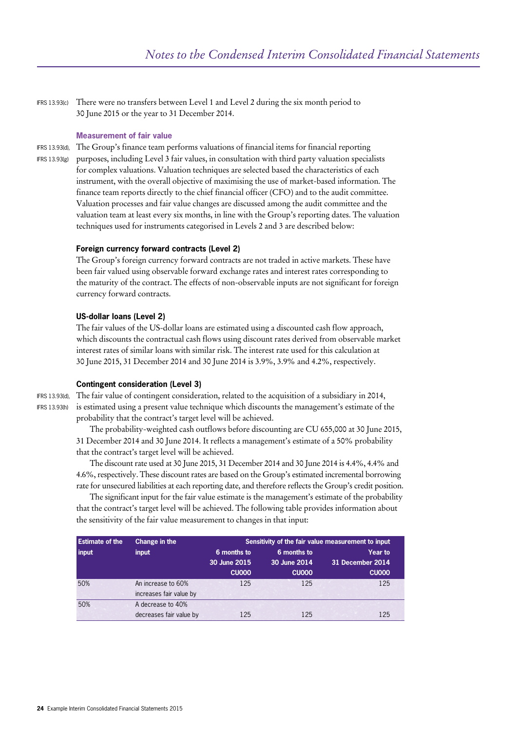IFRS 13.93(c) There were no transfers between Level 1 and Level 2 during the six month period to 30 June 2015 or the year to 31 December 2014.

### Measurement of fair value

IFRS 13.93(d), IFRS 13.93(g) The Group's finance team performs valuations of financial items for financial reporting purposes, including Level 3 fair values, in consultation with third party valuation specialists for complex valuations. Valuation techniques are selected based the characteristics of each instrument, with the overall objective of maximising the use of market-based information. The finance team reports directly to the chief financial officer (CFO) and to the audit committee. Valuation processes and fair value changes are discussed among the audit committee and the valuation team at least every six months, in line with the Group's reporting dates. The valuation techniques used for instruments categorised in Levels 2 and 3 are described below:

**Foreign currency forward contracts (Level 2)**

The Group's foreign currency forward contracts are not traded in active markets. These have been fair valued using observable forward exchange rates and interest rates corresponding to the maturity of the contract. The effects of non-observable inputs are not significant for foreign currency forward contracts.

**US-dollar loans (Level 2)**

The fair values of the US-dollar loans are estimated using a discounted cash flow approach, which discounts the contractual cash flows using discount rates derived from observable market interest rates of similar loans with similar risk. The interest rate used for this calculation at 30 June 2015, 31 December 2014 and 30 June 2014 is 3.9%, 3.9% and 4.2%, respectively.

**Contingent consideration (Level 3)**

IFRS 13.93(d), IFRS 13.93(h) The fair value of contingent consideration, related to the acquisition of a subsidiary in 2014, is estimated using a present value technique which discounts the management's estimate of the probability that the contract's target level will be achieved.

The probability-weighted cash outflows before discounting are CU 655,000 at 30 June 2015, 31 December 2014 and 30 June 2014. It reflects a management's estimate of a 50% probability that the contract's target level will be achieved.

The discount rate used at 30 June 2015, 31 December 2014 and 30 June 2014 is 4.4%, 4.4% and 4.6%, respectively. These discount rates are based on the Group's estimated incremental borrowing rate for unsecured liabilities at each reporting date, and therefore reflects the Group's credit position.

The significant input for the fair value estimate is the management's estimate of the probability that the contract's target level will be achieved. The following table provides information about the sensitivity of the fair value measurement to changes in that input:

| Estimate of the input | Change in the input | Sensitivity of the fair value measurement to input | | |
|---|---|---|---|---|
| | | 6 months to 30 June 2015 CU000 | 6 months to 30 June 2014 CU000 | Year to 31 December 2014 CU000 |
| 50% | An increase to 60% increases fair value by | 125 | 125 | 125 |
| 50% | A decrease to 40% decreases fair value by | 125 | 125 | 125 |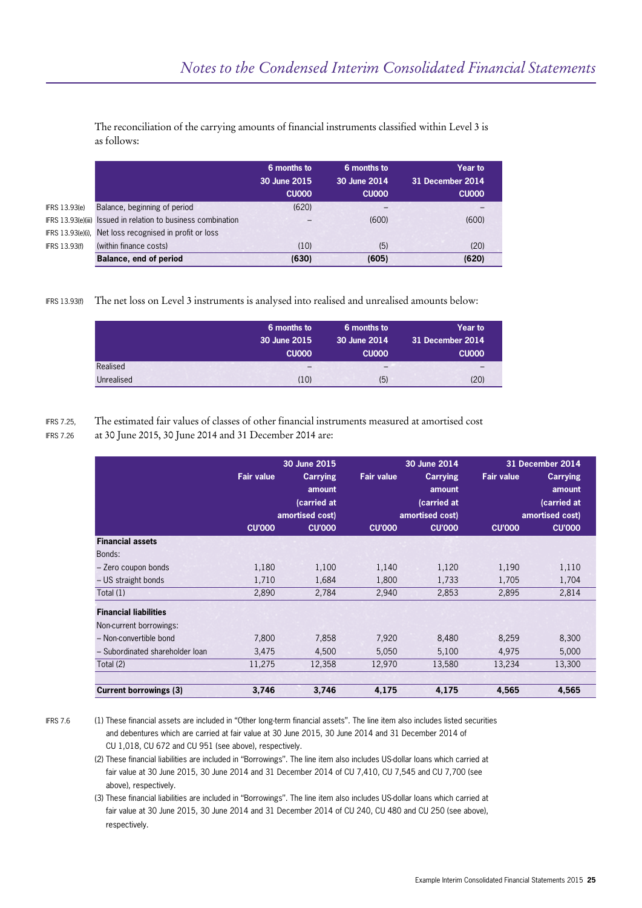The reconciliation of the carrying amounts of financial instruments classified within Level 3 is as follows:

| | | 6 months to 30 June 2015 CU000 | 6 months to 30 June 2014 CU000 | Year to 31 December 2014 CU000 |
|---|---|---|---|---|
| IFRS 13.93(e) | Balance, beginning of period | (620) | – | – |
| IFRS 13.93(e)(iii) | Issued in relation to business combination | – | (600) | (600) |
| IFRS 13.93(e)(i), IFRS 13.93(f) | Net loss recognised in profit or loss (within finance costs) | (10) | (5) | (20) |
| | **Balance, end of period** | **(630)** | **(605)** | **(620)** |

IFRS 13.93(f) The net loss on Level 3 instruments is analysed into realised and unrealised amounts below:

| | 6 months to 30 June 2015 CU000 | 6 months to 30 June 2014 CU000 | Year to 31 December 2014 CU000 |
|---|---|---|---|
| Realised | – | – | – |
| Unrealised | (10) | (5) | (20) |

IFRS 7.25, IFRS 7.26 The estimated fair values of classes of other financial instruments measured at amortised cost at 30 June 2015, 30 June 2014 and 31 December 2014 are:

| | 30 June 2015 | | 30 June 2014 | | 31 December 2014 | |
|---|---|---|---|---|---|---|
| | Fair value CU'000 | Carrying amount (carried at amortised cost) CU'000 | Fair value CU'000 | Carrying amount (carried at amortised cost) CU'000 | Fair value CU'000 | Carrying amount (carried at amortised cost) CU'000 |
| **Financial assets** | | | | | | |
| Bonds: | | | | | | |
| – Zero coupon bonds | 1,180 | 1,100 | 1,140 | 1,120 | 1,190 | 1,110 |
| – US straight bonds | 1,710 | 1,684 | 1,800 | 1,733 | 1,705 | 1,704 |
| Total (1) | 2,890 | 2,784 | 2,940 | 2,853 | 2,895 | 2,814 |
| **Financial liabilities** | | | | | | |
| Non-current borrowings: | | | | | | |
| – Non-convertible bond | 7,800 | 7,858 | 7,920 | 8,480 | 8,259 | 8,300 |
| – Subordinated shareholder loan | 3,475 | 4,500 | 5,050 | 5,100 | 4,975 | 5,000 |
| Total (2) | 11,275 | 12,358 | 12,970 | 13,580 | 13,234 | 13,300 |
| **Current borrowings (3)** | **3,746** | **3,746** | **4,175** | **4,175** | **4,565** | **4,565** |

IFRS 7.6

(1) These financial assets are included in "Other long-term financial assets". The line item also includes listed securities and debentures which are carried at fair value at 30 June 2015, 30 June 2014 and 31 December 2014 of CU 1,018, CU 672 and CU 951 (see above), respectively.

(2) These financial liabilities are included in "Borrowings". The line item also includes US-dollar loans which carried at fair value at 30 June 2015, 30 June 2014 and 31 December 2014 of CU 7,410, CU 7,545 and CU 7,700 (see above), respectively.

(3) These financial liabilities are included in "Borrowings". The line item also includes US-dollar loans which carried at fair value at 30 June 2015, 30 June 2014 and 31 December 2014 of CU 240, CU 480 and CU 250 (see above), respectively.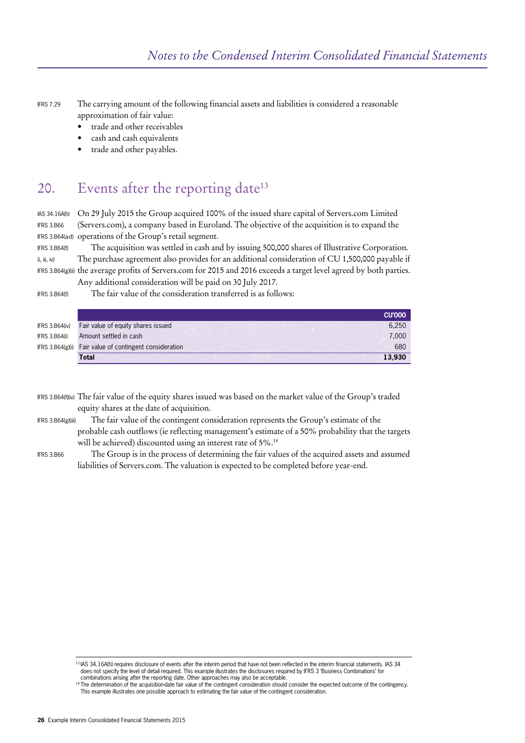IFRS 7.29 The carrying amount of the following financial assets and liabilities is considered a reasonable approximation of fair value:

- trade and other receivables
- cash and cash equivalents
- trade and other payables.

## 20. Events after the reporting date[13]

IAS 34.16A(h) IFRS 3.B66 IFRS 3.B64(a-d) On 29 July 2015 the Group acquired 100% of the issued share capital of Servers.com Limited (Servers.com), a company based in Euroland. The objective of the acquisition is to expand the operations of the Group's retail segment.

IFRS 3.B64(f) (i, iii, iv) IFRS 3.B64(g)(ii) The acquisition was settled in cash and by issuing 500,000 shares of Illustrative Corporation. The purchase agreement also provides for an additional consideration of CU 1,500,000 payable if the average profits of Servers.com for 2015 and 2016 exceeds a target level agreed by both parties. Any additional consideration will be paid on 30 July 2017.

IFRS 3.B64(f) The fair value of the consideration transferred is as follows:

| | | CU'000 |
|---|---|---|
| IFRS 3.B64(iv) | Fair value of equity shares issued | 6,250 |
| IFRS 3.B64(i) | Amount settled in cash | 7,000 |
| IFRS 3.B64(g)(i) | Fair value of contingent consideration | 680 |
| | **Total** | **13,930** |

IFRS 3.B64(f)(iv) The fair value of the equity shares issued was based on the market value of the Group's traded equity shares at the date of acquisition.

IFRS 3.B64(g)(iii) The fair value of the contingent consideration represents the Group's estimate of the probable cash outflows (ie reflecting management's estimate of a 50% probability that the targets will be achieved) discounted using an interest rate of 5%.[14]

IFRS 3.B66 The Group is in the process of determining the fair values of the acquired assets and assumed liabilities of Servers.com. The valuation is expected to be completed before year-end.

[13] IAS 34.16A(h) requires disclosure of events after the interim period that have not been reflected in the interim financial statements. IAS 34 does not specify the level of detail required. This example illustrates the disclosures required by IFRS 3 'Business Combinations' for combinations arising after the reporting date. Other approaches may also be acceptable.

[14] The determination of the acquisition-date fair value of the contingent consideration should consider the expected outcome of the contingency. This example illustrates one possible approach to estimating the fair value of the contingent consideration.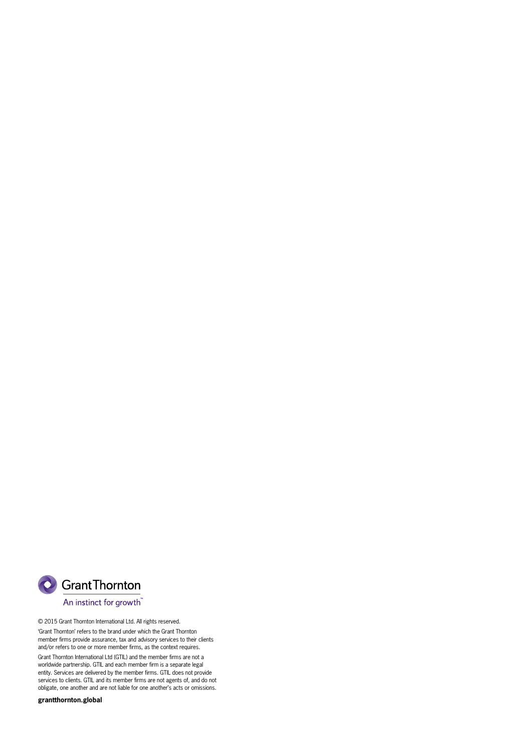Grant Thornton

An instinct for growth™

© 2015 Grant Thornton International Ltd. All rights reserved.

'Grant Thornton' refers to the brand under which the Grant Thornton member firms provide assurance, tax and advisory services to their clients and/or refers to one or more member firms, as the context requires.

Grant Thornton International Ltd (GTIL) and the member firms are not a worldwide partnership. GTIL and each member firm is a separate legal entity. Services are delivered by the member firms. GTIL does not provide services to clients. GTIL and its member firms are not agents of, and do not obligate, one another and are not liable for one another's acts or omissions.

**grantthornton.global**